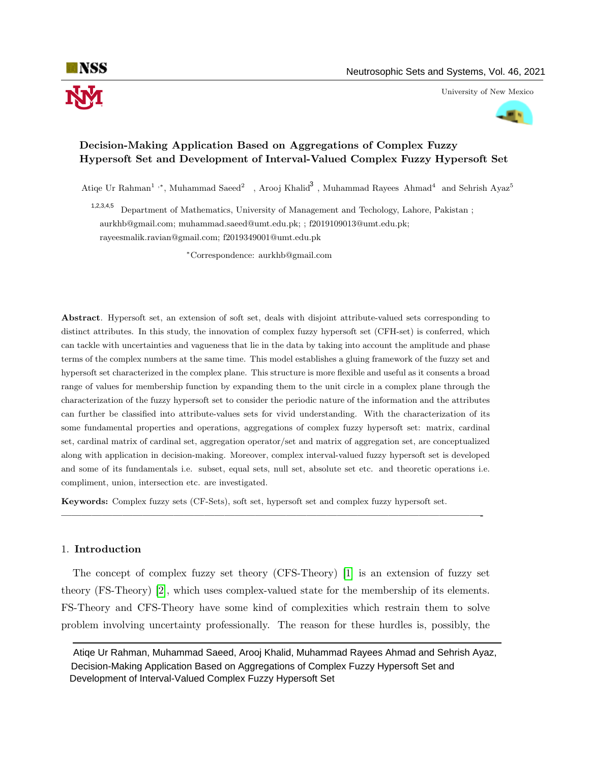# Decision-Making Application Based on Aggregations of Complex Fuzzy Hypersoft Set and Development of Interval-Valued Complex Fuzzy Hypersoft Set

Atiqe Ur Rahman[1,*], Muhammad Saeed[2], Arooj Khalid[3], Muhammad Rayees Ahmad[4] and Sehrish Ayaz[5]

[1,2,3,4,5] Department of Mathematics, University of Management and Techology, Lahore, Pakistan ; aurkhb@gmail.com; muhammad.saeed@umt.edu.pk; ; f2019109013@umt.edu.pk; rayeesmalik.ravian@gmail.com; f2019349001@umt.edu.pk

*Correspondence: aurkhb@gmail.com

**Abstract**. Hypersoft set, an extension of soft set, deals with disjoint attribute-valued sets corresponding to distinct attributes. In this study, the innovation of complex fuzzy hypersoft set (CFH-set) is conferred, which can tackle with uncertainties and vagueness that lie in the data by taking into account the amplitude and phase terms of the complex numbers at the same time. This model establishes a gluing framework of the fuzzy set and hypersoft set characterized in the complex plane. This structure is more flexible and useful as it consents a broad range of values for membership function by expanding them to the unit circle in a complex plane through the characterization of the fuzzy hypersoft set to consider the periodic nature of the information and the attributes can further be classified into attribute-values sets for vivid understanding. With the characterization of its some fundamental properties and operations, aggregations of complex fuzzy hypersoft set: matrix, cardinal set, cardinal matrix of cardinal set, aggregation operator/set and matrix of aggregation set, are conceptualized along with application in decision-making. Moreover, complex interval-valued fuzzy hypersoft set is developed and some of its fundamentals i.e. subset, equal sets, null set, absolute set etc. and theoretic operations i.e. compliment, union, intersection etc. are investigated.

**Keywords:** Complex fuzzy sets (CF-Sets), soft set, hypersoft set and complex fuzzy hypersoft set.

---

## 1. Introduction

The concept of complex fuzzy set theory (CFS-Theory) [1] is an extension of fuzzy set theory (FS-Theory) [2], which uses complex-valued state for the membership of its elements. FS-Theory and CFS-Theory have some kind of complexities which restrain them to solve problem involving uncertainty professionally. The reason for these hurdles is, possibly, the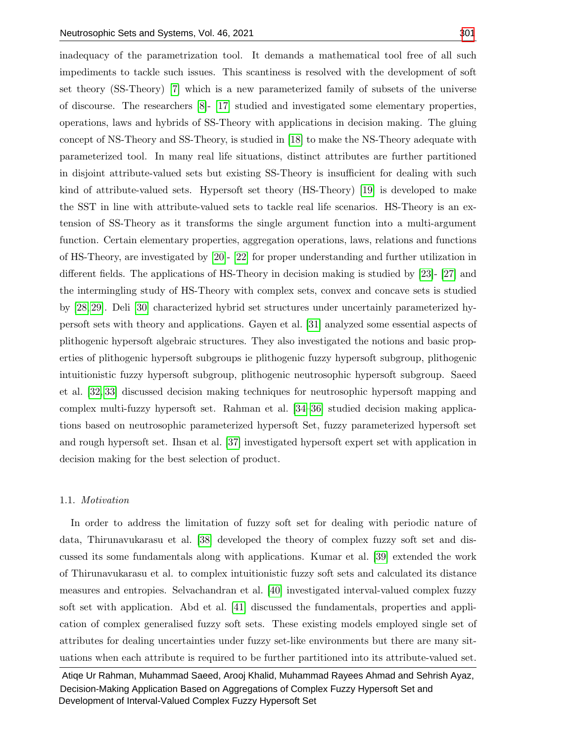inadequacy of the parametrization tool. It demands a mathematical tool free of all such impediments to tackle such issues. This scantiness is resolved with the development of soft set theory (SS-Theory) [7] which is a new parameterized family of subsets of the universe of discourse. The researchers [8]- [17] studied and investigated some elementary properties, operations, laws and hybrids of SS-Theory with applications in decision making. The gluing concept of NS-Theory and SS-Theory, is studied in [18] to make the NS-Theory adequate with parameterized tool. In many real life situations, distinct attributes are further partitioned in disjoint attribute-valued sets but existing SS-Theory is insufficient for dealing with such kind of attribute-valued sets. Hypersoft set theory (HS-Theory) [19] is developed to make the SST in line with attribute-valued sets to tackle real life scenarios. HS-Theory is an extension of SS-Theory as it transforms the single argument function into a multi-argument function. Certain elementary properties, aggregation operations, laws, relations and functions of HS-Theory, are investigated by [20]- [22] for proper understanding and further utilization in different fields. The applications of HS-Theory in decision making is studied by [23]- [27] and the intermingling study of HS-Theory with complex sets, convex and concave sets is studied by [28, 29]. Deli [30] characterized hybrid set structures under uncertainly parameterized hypersoft sets with theory and applications. Gayen et al. [31] analyzed some essential aspects of plithogenic hypersoft algebraic structures. They also investigated the notions and basic properties of plithogenic hypersoft subgroups ie plithogenic fuzzy hypersoft subgroup, plithogenic intuitionistic fuzzy hypersoft subgroup, plithogenic neutrosophic hypersoft subgroup. Saeed et al. [32, 33] discussed decision making techniques for neutrosophic hypersoft mapping and complex multi-fuzzy hypersoft set. Rahman et al. [34–36] studied decision making applications based on neutrosophic parameterized hypersoft Set, fuzzy parameterized hypersoft set and rough hypersoft set. Ihsan et al. [37] investigated hypersoft expert set with application in decision making for the best selection of product.

### 1.1. *Motivation*

In order to address the limitation of fuzzy soft set for dealing with periodic nature of data, Thirunavukarasu et al. [38] developed the theory of complex fuzzy soft set and discussed its some fundamentals along with applications. Kumar et al. [39] extended the work of Thirunavukarasu et al. to complex intuitionistic fuzzy soft sets and calculated its distance measures and entropies. Selvachandran et al. [40] investigated interval-valued complex fuzzy soft set with application. Abd et al. [41] discussed the fundamentals, properties and application of complex generalised fuzzy soft sets. These existing models employed single set of attributes for dealing uncertainties under fuzzy set-like environments but there are many situations when each attribute is required to be further partitioned into its attribute-valued set.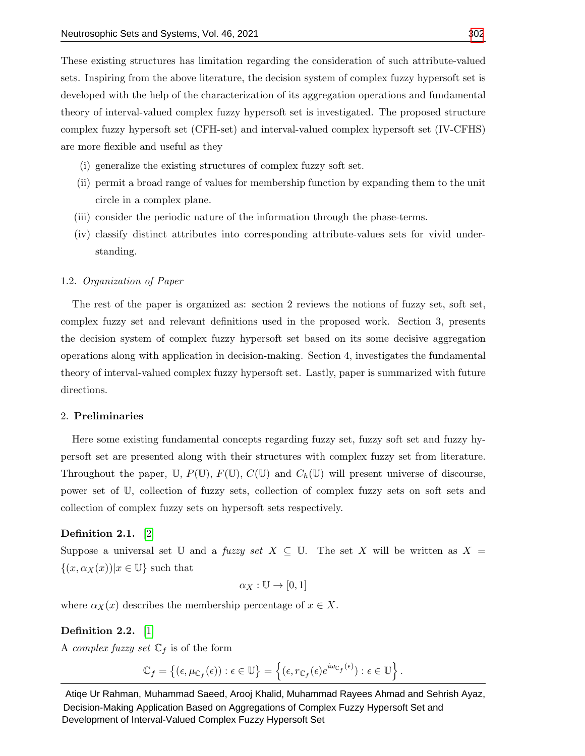These existing structures has limitation regarding the consideration of such attribute-valued sets. Inspiring from the above literature, the decision system of complex fuzzy hypersoft set is developed with the help of the characterization of its aggregation operations and fundamental theory of interval-valued complex fuzzy hypersoft set is investigated. The proposed structure complex fuzzy hypersoft set (CFH-set) and interval-valued complex hypersoft set (IV-CFHS) are more flexible and useful as they

- (i) generalize the existing structures of complex fuzzy soft set.
- (ii) permit a broad range of values for membership function by expanding them to the unit circle in a complex plane.
- (iii) consider the periodic nature of the information through the phase-terms.
- (iv) classify distinct attributes into corresponding attribute-values sets for vivid understanding.

### 1.2. *Organization of Paper*

The rest of the paper is organized as: section 2 reviews the notions of fuzzy set, soft set, complex fuzzy set and relevant definitions used in the proposed work. Section 3, presents the decision system of complex fuzzy hypersoft set based on its some decisive aggregation operations along with application in decision-making. Section 4, investigates the fundamental theory of interval-valued complex fuzzy hypersoft set. Lastly, paper is summarized with future directions.

## 2. **Preliminaries**

Here some existing fundamental concepts regarding fuzzy set, fuzzy soft set and fuzzy hypersoft set are presented along with their structures with complex fuzzy set from literature. Throughout the paper, $\mathbb{U}$, $P(\mathbb{U})$, $F(\mathbb{U})$, $C(\mathbb{U})$ and $C_h(\mathbb{U})$ will present universe of discourse, power set of $\mathbb{U}$, collection of fuzzy sets, collection of complex fuzzy sets on soft sets and collection of complex fuzzy sets on hypersoft sets respectively.

**Definition 2.1.** [2]
Suppose a universal set $\mathbb{U}$ and a *fuzzy set* $X \subseteq \mathbb{U}$. The set $X$ will be written as $X = \{(x, \alpha_X(x)) | x \in \mathbb{U}\}$ such that

$$\alpha_X : \mathbb{U} \to [0, 1]$$

where $\alpha_X(x)$ describes the membership percentage of $x \in X$.

**Definition 2.2.** [1]
A *complex fuzzy set* $\mathbb{C}_f$ is of the form

$$\mathbb{C}_f = \{(\epsilon, \mu_{\mathbb{C}_f}(\epsilon)) : \epsilon \in \mathbb{U}\} = \left\{(\epsilon, r_{\mathbb{C}_f}(\epsilon)e^{i\omega_{\mathbb{C}_f}(\epsilon)}) : \epsilon \in \mathbb{U}\right\}.$$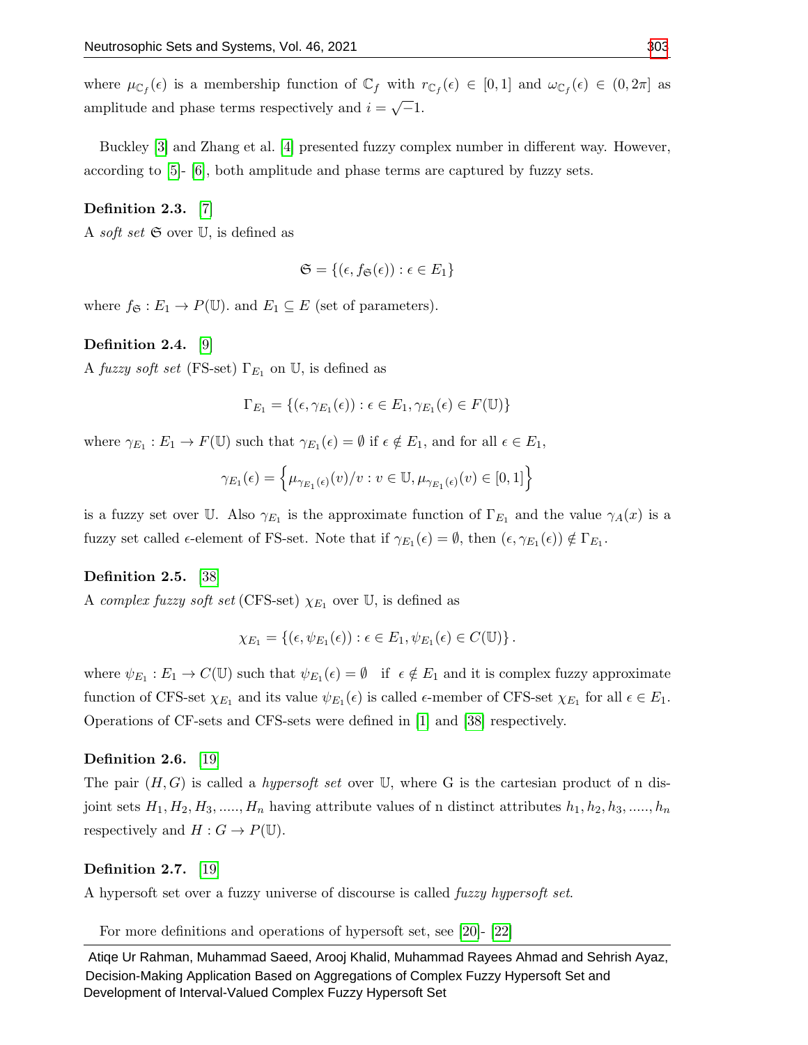where $\mu_{\mathbb{C}_f}(\epsilon)$ is a membership function of $\mathbb{C}_f$ with $r_{\mathbb{C}_f}(\epsilon) \in [0,1]$ and $\omega_{\mathbb{C}_f}(\epsilon) \in (0, 2\pi]$ as amplitude and phase terms respectively and $i = \sqrt{-1}$.

Buckley [3] and Zhang et al. [4] presented fuzzy complex number in different way. However, according to [5]- [6], both amplitude and phase terms are captured by fuzzy sets.

**Definition 2.3.** [7]
A *soft set* $\mathfrak{S}$ over $\mathbb{U}$, is defined as

$$\mathfrak{S} = \{(\epsilon, f_{\mathfrak{S}}(\epsilon)) : \epsilon \in E_1\}$$

where $f_{\mathfrak{S}} : E_1 \to P(\mathbb{U})$. and $E_1 \subseteq E$ (set of parameters).

**Definition 2.4.** [9]
A *fuzzy soft set* (FS-set) $\Gamma_{E_1}$ on $\mathbb{U}$, is defined as

$$\Gamma_{E_1} = \{(\epsilon, \gamma_{E_1}(\epsilon)) : \epsilon \in E_1, \gamma_{E_1}(\epsilon) \in F(\mathbb{U})\}$$

where $\gamma_{E_1} : E_1 \to F(\mathbb{U})$ such that $\gamma_{E_1}(\epsilon) = \emptyset$ if $\epsilon \notin E_1$, and for all $\epsilon \in E_1$,

$$\gamma_{E_1}(\epsilon) = \left\{ \mu_{\gamma_{E_1}(\epsilon)}(v)/v : v \in \mathbb{U}, \mu_{\gamma_{E_1}(\epsilon)}(v) \in [0,1] \right\}$$

is a fuzzy set over $\mathbb{U}$. Also $\gamma_{E_1}$ is the approximate function of $\Gamma_{E_1}$ and the value $\gamma_A(x)$ is a fuzzy set called $\epsilon$-element of FS-set. Note that if $\gamma_{E_1}(\epsilon) = \emptyset$, then $(\epsilon, \gamma_{E_1}(\epsilon)) \notin \Gamma_{E_1}$.

**Definition 2.5.** [38]
A *complex fuzzy soft set* (CFS-set) $\chi_{E_1}$ over $\mathbb{U}$, is defined as

$$\chi_{E_1} = \{(\epsilon, \psi_{E_1}(\epsilon)) : \epsilon \in E_1, \psi_{E_1}(\epsilon) \in C(\mathbb{U})\}.$$

where $\psi_{E_1} : E_1 \to C(\mathbb{U})$ such that $\psi_{E_1}(\epsilon) = \emptyset$ if $\epsilon \notin E_1$ and it is complex fuzzy approximate function of CFS-set $\chi_{E_1}$ and its value $\psi_{E_1}(\epsilon)$ is called $\epsilon$-member of CFS-set $\chi_{E_1}$ for all $\epsilon \in E_1$. Operations of CF-sets and CFS-sets were defined in [1] and [38] respectively.

**Definition 2.6.** [19]
The pair $(H, G)$ is called a *hypersoft set* over $\mathbb{U}$, where G is the cartesian product of n disjoint sets $H_1, H_2, H_3, ....., H_n$ having attribute values of n distinct attributes $h_1, h_2, h_3, ....., h_n$ respectively and $H : G \to P(\mathbb{U})$.

**Definition 2.7.** [19]
A hypersoft set over a fuzzy universe of discourse is called *fuzzy hypersoft set*.

For more definitions and operations of hypersoft set, see [20]- [22]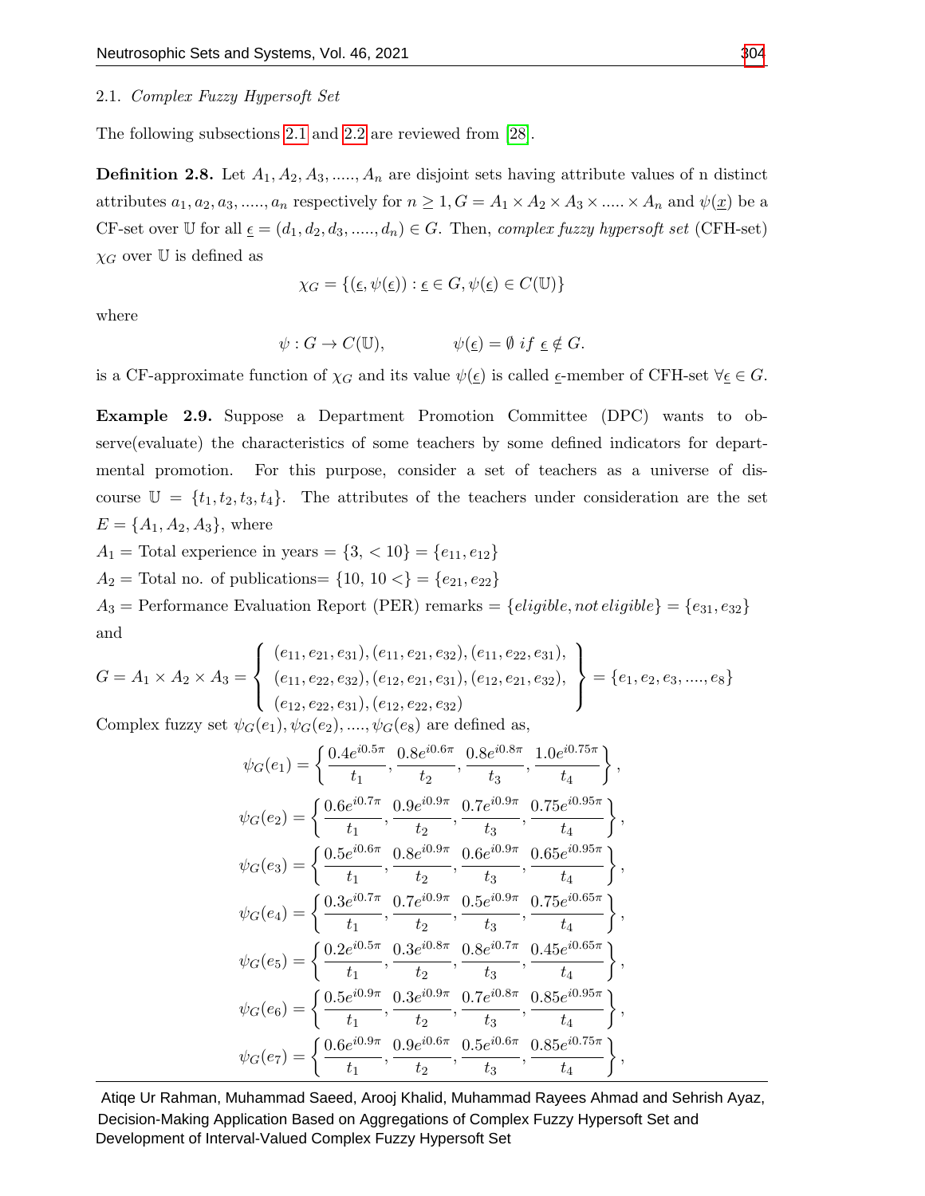### 2.1. *Complex Fuzzy Hypersoft Set*

The following subsections 2.1 and 2.2 are reviewed from [28].

**Definition 2.8.** Let $A_1, A_2, A_3, ....., A_n$ are disjoint sets having attribute values of n distinct attributes $a_1, a_2, a_3, ....., a_n$ respectively for $n \geq 1, G = A_1 \times A_2 \times A_3 \times ..... \times A_n$ and $\psi(\underline{x})$ be a CF-set over $\mathbb{U}$ for all $\underline{\epsilon} = (d_1, d_2, d_3, ....., d_n) \in G$. Then, *complex fuzzy hypersoft set* (CFH-set) $\chi_G$ over $\mathbb{U}$ is defined as

$$\chi_G = \{(\underline{\epsilon}, \psi(\underline{\epsilon})) : \underline{\epsilon} \in G, \psi(\underline{\epsilon}) \in C(\mathbb{U})\}$$

where

$$\psi : G \to C(\mathbb{U}), \qquad \psi(\underline{\epsilon}) = \emptyset \; if \; \underline{\epsilon} \notin G.$$

is a CF-approximate function of $\chi_G$ and its value $\psi(\underline{\epsilon})$ is called $\underline{\epsilon}$-member of CFH-set $\forall \underline{\epsilon} \in G$.

**Example 2.9.** Suppose a Department Promotion Committee (DPC) wants to observe(evaluate) the characteristics of some teachers by some defined indicators for departmental promotion. For this purpose, consider a set of teachers as a universe of discourse $\mathbb{U} = \{t_1, t_2, t_3, t_4\}$. The attributes of the teachers under consideration are the set $E = \{A_1, A_2, A_3\}$, where

$A_1 =$ Total experience in years $= \{3, < 10\} = \{e_{11}, e_{12}\}$

$A_2 =$ Total no. of publications$= \{10, 10 <\} = \{e_{21}, e_{22}\}$

$A_3 =$ Performance Evaluation Report (PER) remarks $= \{eligible, not\, eligible\} = \{e_{31}, e_{32}\}$

and

$$G = A_1 \times A_2 \times A_3 = \left\{ \begin{array}{l} (e_{11}, e_{21}, e_{31}), (e_{11}, e_{21}, e_{32}), (e_{11}, e_{22}, e_{31}), \\ (e_{11}, e_{22}, e_{32}), (e_{12}, e_{21}, e_{31}), (e_{12}, e_{21}, e_{32}), \\ (e_{12}, e_{22}, e_{31}), (e_{12}, e_{22}, e_{32}) \end{array} \right\} = \{e_1, e_2, e_3, ...., e_8\}$$

Complex fuzzy set $\psi_G(e_1), \psi_G(e_2), ...., \psi_G(e_8)$ are defined as,

$$\psi_G(e_1) = \left\{ \frac{0.4e^{i0.5\pi}}{t_1}, \frac{0.8e^{i0.6\pi}}{t_2}, \frac{0.8e^{i0.8\pi}}{t_3}, \frac{1.0e^{i0.75\pi}}{t_4} \right\},$$

$$\psi_G(e_2) = \left\{ \frac{0.6e^{i0.7\pi}}{t_1}, \frac{0.9e^{i0.9\pi}}{t_2}, \frac{0.7e^{i0.9\pi}}{t_3}, \frac{0.75e^{i0.95\pi}}{t_4} \right\},$$

$$\psi_G(e_3) = \left\{ \frac{0.5e^{i0.6\pi}}{t_1}, \frac{0.8e^{i0.9\pi}}{t_2}, \frac{0.6e^{i0.9\pi}}{t_3}, \frac{0.65e^{i0.95\pi}}{t_4} \right\},$$

$$\psi_G(e_4) = \left\{ \frac{0.3e^{i0.7\pi}}{t_1}, \frac{0.7e^{i0.9\pi}}{t_2}, \frac{0.5e^{i0.9\pi}}{t_3}, \frac{0.75e^{i0.65\pi}}{t_4} \right\},$$

$$\psi_G(e_5) = \left\{ \frac{0.2e^{i0.5\pi}}{t_1}, \frac{0.3e^{i0.8\pi}}{t_2}, \frac{0.8e^{i0.7\pi}}{t_3}, \frac{0.45e^{i0.65\pi}}{t_4} \right\},$$

$$\psi_G(e_6) = \left\{ \frac{0.5e^{i0.9\pi}}{t_1}, \frac{0.3e^{i0.9\pi}}{t_2}, \frac{0.7e^{i0.8\pi}}{t_3}, \frac{0.85e^{i0.95\pi}}{t_4} \right\},$$

$$\psi_G(e_7) = \left\{ \frac{0.6e^{i0.9\pi}}{t_1}, \frac{0.9e^{i0.6\pi}}{t_2}, \frac{0.5e^{i0.6\pi}}{t_3}, \frac{0.85e^{i0.75\pi}}{t_4} \right\},$$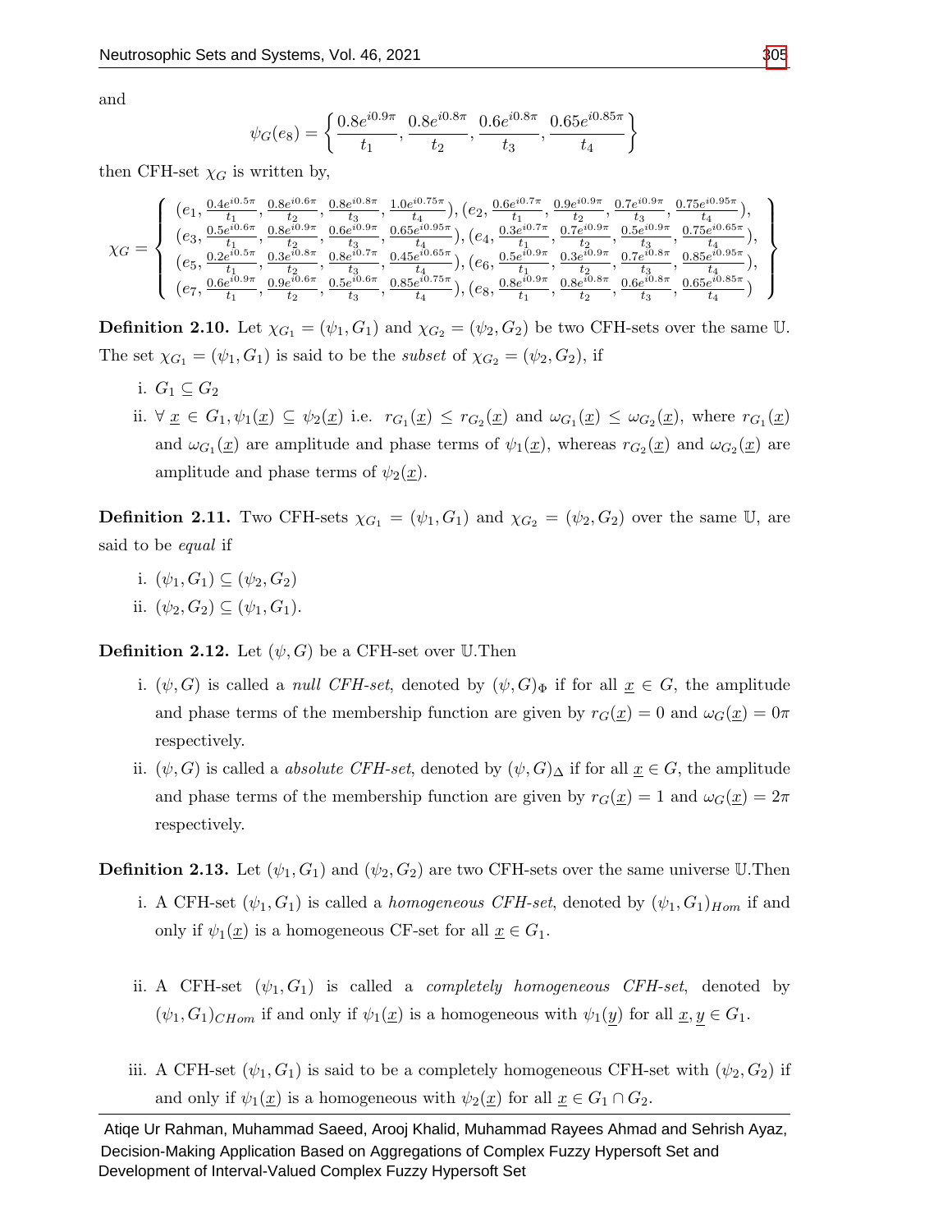and

$$\psi_G(e_8) = \left\{ \frac{0.8e^{i0.9\pi}}{t_1}, \frac{0.8e^{i0.8\pi}}{t_2}, \frac{0.6e^{i0.8\pi}}{t_3}, \frac{0.65e^{i0.85\pi}}{t_4} \right\}$$

then CFH-set $\chi_G$ is written by,

$$\chi_G = \left\{ \begin{array}{l} (e_1, \frac{0.4e^{i0.5\pi}}{t_1}, \frac{0.8e^{i0.6\pi}}{t_2}, \frac{0.8e^{i0.8\pi}}{t_3}, \frac{1.0e^{i0.75\pi}}{t_4}), (e_2, \frac{0.6e^{i0.7\pi}}{t_1}, \frac{0.9e^{i0.9\pi}}{t_2}, \frac{0.7e^{i0.9\pi}}{t_3}, \frac{0.75e^{i0.95\pi}}{t_4}), \\ (e_3, \frac{0.5e^{i0.6\pi}}{t_1}, \frac{0.8e^{i0.9\pi}}{t_2}, \frac{0.6e^{i0.9\pi}}{t_3}, \frac{0.65e^{i0.95\pi}}{t_4}), (e_4, \frac{0.3e^{i0.7\pi}}{t_1}, \frac{0.7e^{i0.9\pi}}{t_2}, \frac{0.5e^{i0.9\pi}}{t_3}, \frac{0.75e^{i0.65\pi}}{t_4}), \\ (e_5, \frac{0.2e^{i0.5\pi}}{t_1}, \frac{0.3e^{i0.8\pi}}{t_2}, \frac{0.8e^{i0.7\pi}}{t_3}, \frac{0.45e^{i0.65\pi}}{t_4}), (e_6, \frac{0.5e^{i0.9\pi}}{t_1}, \frac{0.3e^{i0.9\pi}}{t_2}, \frac{0.7e^{i0.8\pi}}{t_3}, \frac{0.85e^{i0.95\pi}}{t_4}), \\ (e_7, \frac{0.6e^{i0.9\pi}}{t_1}, \frac{0.9e^{i0.6\pi}}{t_2}, \frac{0.5e^{i0.6\pi}}{t_3}, \frac{0.85e^{i0.75\pi}}{t_4}), (e_8, \frac{0.8e^{i0.9\pi}}{t_1}, \frac{0.8e^{i0.8\pi}}{t_2}, \frac{0.6e^{i0.8\pi}}{t_3}, \frac{0.65e^{i0.85\pi}}{t_4}) \end{array} \right\}$$

**Definition 2.10.** Let $\chi_{G_1} = (\psi_1, G_1)$ and $\chi_{G_2} = (\psi_2, G_2)$ be two CFH-sets over the same $\mathbb{U}$. The set $\chi_{G_1} = (\psi_1, G_1)$ is said to be the *subset* of $\chi_{G_2} = (\psi_2, G_2)$, if

i. $G_1 \subseteq G_2$

ii. $\forall\ \underline{x} \in G_1, \psi_1(\underline{x}) \subseteq \psi_2(\underline{x})$ i.e. $r_{G_1}(\underline{x}) \leq r_{G_2}(\underline{x})$ and $\omega_{G_1}(\underline{x}) \leq \omega_{G_2}(\underline{x})$, where $r_{G_1}(\underline{x})$ and $\omega_{G_1}(\underline{x})$ are amplitude and phase terms of $\psi_1(\underline{x})$, whereas $r_{G_2}(\underline{x})$ and $\omega_{G_2}(\underline{x})$ are amplitude and phase terms of $\psi_2(\underline{x})$.

**Definition 2.11.** Two CFH-sets $\chi_{G_1} = (\psi_1, G_1)$ and $\chi_{G_2} = (\psi_2, G_2)$ over the same $\mathbb{U}$, are said to be *equal* if

i. $(\psi_1, G_1) \subseteq (\psi_2, G_2)$

ii. $(\psi_2, G_2) \subseteq (\psi_1, G_1)$.

**Definition 2.12.** Let $(\psi, G)$ be a CFH-set over $\mathbb{U}$.Then

i. $(\psi, G)$ is called a *null CFH-set*, denoted by $(\psi, G)_\Phi$ if for all $\underline{x} \in G$, the amplitude and phase terms of the membership function are given by $r_G(\underline{x}) = 0$ and $\omega_G(\underline{x}) = 0\pi$ respectively.

ii. $(\psi, G)$ is called a *absolute CFH-set*, denoted by $(\psi, G)_\Delta$ if for all $\underline{x} \in G$, the amplitude and phase terms of the membership function are given by $r_G(\underline{x}) = 1$ and $\omega_G(\underline{x}) = 2\pi$ respectively.

**Definition 2.13.** Let $(\psi_1, G_1)$ and $(\psi_2, G_2)$ are two CFH-sets over the same universe $\mathbb{U}$.Then

i. A CFH-set $(\psi_1, G_1)$ is called a *homogeneous CFH-set*, denoted by $(\psi_1, G_1)_{Hom}$ if and only if $\psi_1(\underline{x})$ is a homogeneous CF-set for all $\underline{x} \in G_1$.

ii. A CFH-set $(\psi_1, G_1)$ is called a *completely homogeneous CFH-set*, denoted by $(\psi_1, G_1)_{CHom}$ if and only if $\psi_1(\underline{x})$ is a homogeneous with $\psi_1(\underline{y})$ for all $\underline{x}, \underline{y} \in G_1$.

iii. A CFH-set $(\psi_1, G_1)$ is said to be a completely homogeneous CFH-set with $(\psi_2, G_2)$ if and only if $\psi_1(\underline{x})$ is a homogeneous with $\psi_2(\underline{x})$ for all $\underline{x} \in G_1 \cap G_2$.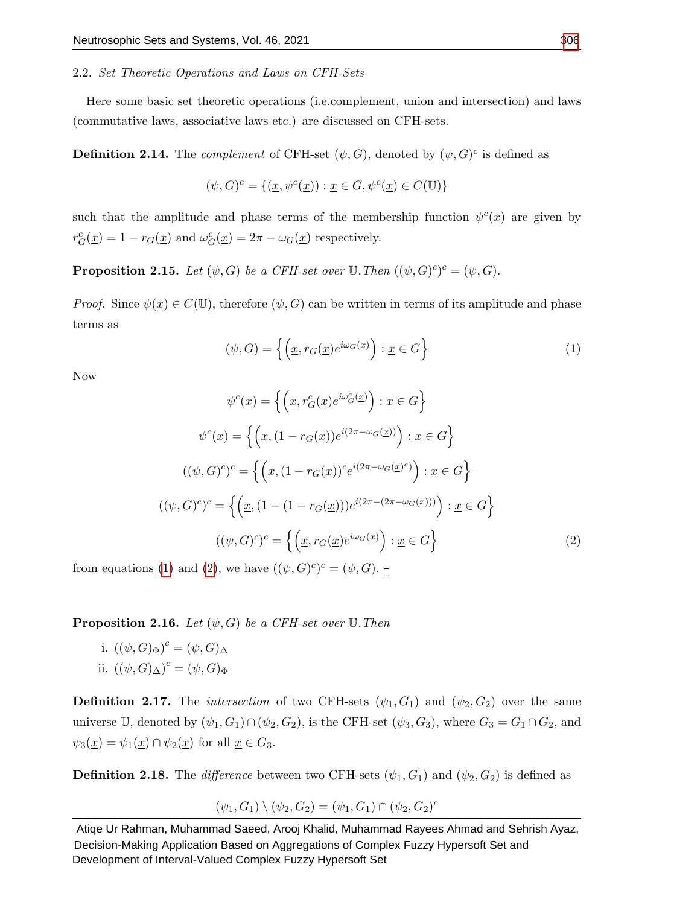### 2.2. *Set Theoretic Operations and Laws on CFH-Sets*

Here some basic set theoretic operations (i.e.complement, union and intersection) and laws (commutative laws, associative laws etc.) are discussed on CFH-sets.

**Definition 2.14.** The *complement* of CFH-set $(\psi, G)$, denoted by $(\psi, G)^c$ is defined as

$$(\psi, G)^c = \{(\underline{x}, \psi^c(\underline{x})) : \underline{x} \in G, \psi^c(\underline{x}) \in C(\mathbb{U})\}$$

such that the amplitude and phase terms of the membership function $\psi^c(\underline{x})$ are given by $r^c_G(\underline{x}) = 1 - r_G(\underline{x})$ and $\omega^c_G(\underline{x}) = 2\pi - \omega_G(\underline{x})$ respectively.

**Proposition 2.15.** *Let $(\psi, G)$ be a CFH-set over $\mathbb{U}$. Then $((\psi, G)^c)^c = (\psi, G)$.*

*Proof.* Since $\psi(\underline{x}) \in C(\mathbb{U})$, therefore $(\psi, G)$ can be written in terms of its amplitude and phase terms as

$$(\psi, G) = \left\{ \left(\underline{x}, r_G(\underline{x}) e^{i\omega_G(\underline{x})}\right) : \underline{x} \in G \right\} \tag{1}$$

Now

$$\psi^c(\underline{x}) = \left\{ \left(\underline{x}, r^c_G(\underline{x}) e^{i\omega^c_G(\underline{x})}\right) : \underline{x} \in G \right\}$$

$$\psi^c(\underline{x}) = \left\{ \left(\underline{x}, (1 - r_G(\underline{x})) e^{i(2\pi - \omega_G(\underline{x}))}\right) : \underline{x} \in G \right\}$$

$$((\psi, G)^c)^c = \left\{ \left(\underline{x}, (1 - r_G(\underline{x}))^c e^{i(2\pi - \omega_G(\underline{x})^c)}\right) : \underline{x} \in G \right\}$$

$$((\psi, G)^c)^c = \left\{ \left(\underline{x}, (1 - (1 - r_G(\underline{x}))) e^{i(2\pi - (2\pi - \omega_G(\underline{x})))}\right) : \underline{x} \in G \right\}$$

$$((\psi, G)^c)^c = \left\{ \left(\underline{x}, r_G(\underline{x}) e^{i\omega_G(\underline{x})}\right) : \underline{x} \in G \right\} \tag{2}$$

from equations (1) and (2), we have $((\psi, G)^c)^c = (\psi, G)$. □

**Proposition 2.16.** *Let $(\psi, G)$ be a CFH-set over $\mathbb{U}$. Then*

i. $((\psi, G)_\Phi)^c = (\psi, G)_\Delta$
ii. $((\psi, G)_\Delta)^c = (\psi, G)_\Phi$

**Definition 2.17.** The *intersection* of two CFH-sets $(\psi_1, G_1)$ and $(\psi_2, G_2)$ over the same universe $\mathbb{U}$, denoted by $(\psi_1, G_1) \cap (\psi_2, G_2)$, is the CFH-set $(\psi_3, G_3)$, where $G_3 = G_1 \cap G_2$, and $\psi_3(\underline{x}) = \psi_1(\underline{x}) \cap \psi_2(\underline{x})$ for all $\underline{x} \in G_3$.

**Definition 2.18.** The *difference* between two CFH-sets $(\psi_1, G_1)$ and $(\psi_2, G_2)$ is defined as

$$(\psi_1, G_1) \setminus (\psi_2, G_2) = (\psi_1, G_1) \cap (\psi_2, G_2)^c$$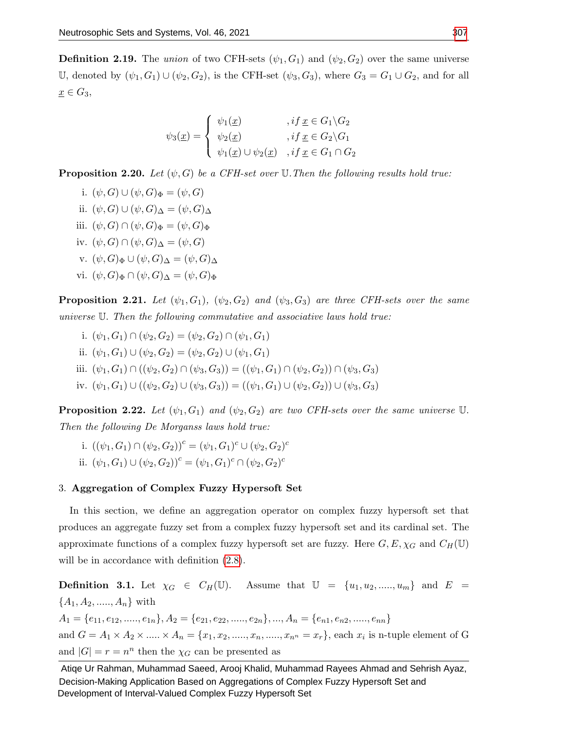**Definition 2.19.** The *union* of two CFH-sets $(\psi_1, G_1)$ and $(\psi_2, G_2)$ over the same universe $\mathbb{U}$, denoted by $(\psi_1, G_1) \cup (\psi_2, G_2)$, is the CFH-set $(\psi_3, G_3)$, where $G_3 = G_1 \cup G_2$, and for all $\underline{x} \in G_3$,

$$\psi_3(\underline{x}) = \begin{cases} \psi_1(\underline{x}) & , if\ \underline{x} \in G_1 \backslash G_2 \\ \psi_2(\underline{x}) & , if\ \underline{x} \in G_2 \backslash G_1 \\ \psi_1(\underline{x}) \cup \psi_2(\underline{x}) & , if\ \underline{x} \in G_1 \cap G_2 \end{cases}$$

**Proposition 2.20.** *Let $(\psi, G)$ be a CFH-set over $\mathbb{U}$. Then the following results hold true:*

i. $(\psi, G) \cup (\psi, G)_\Phi = (\psi, G)$

ii. $(\psi, G) \cup (\psi, G)_\Delta = (\psi, G)_\Delta$

iii. $(\psi, G) \cap (\psi, G)_\Phi = (\psi, G)_\Phi$

iv. $(\psi, G) \cap (\psi, G)_\Delta = (\psi, G)$

v. $(\psi, G)_\Phi \cup (\psi, G)_\Delta = (\psi, G)_\Delta$

vi. $(\psi, G)_\Phi \cap (\psi, G)_\Delta = (\psi, G)_\Phi$

**Proposition 2.21.** *Let $(\psi_1, G_1)$, $(\psi_2, G_2)$ and $(\psi_3, G_3)$ are three CFH-sets over the same universe $\mathbb{U}$. Then the following commutative and associative laws hold true:*

i. $(\psi_1, G_1) \cap (\psi_2, G_2) = (\psi_2, G_2) \cap (\psi_1, G_1)$

ii. $(\psi_1, G_1) \cup (\psi_2, G_2) = (\psi_2, G_2) \cup (\psi_1, G_1)$

iii. $(\psi_1, G_1) \cap ((\psi_2, G_2) \cap (\psi_3, G_3)) = ((\psi_1, G_1) \cap (\psi_2, G_2)) \cap (\psi_3, G_3)$

iv. $(\psi_1, G_1) \cup ((\psi_2, G_2) \cup (\psi_3, G_3)) = ((\psi_1, G_1) \cup (\psi_2, G_2)) \cup (\psi_3, G_3)$

**Proposition 2.22.** *Let $(\psi_1, G_1)$ and $(\psi_2, G_2)$ are two CFH-sets over the same universe $\mathbb{U}$. Then the following De Morganss laws hold true:*

i. $((\psi_1, G_1) \cap (\psi_2, G_2))^c = (\psi_1, G_1)^c \cup (\psi_2, G_2)^c$

ii. $(\psi_1, G_1) \cup (\psi_2, G_2))^c = (\psi_1, G_1)^c \cap (\psi_2, G_2)^c$

## 3. Aggregation of Complex Fuzzy Hypersoft Set

In this section, we define an aggregation operator on complex fuzzy hypersoft set that produces an aggregate fuzzy set from a complex fuzzy hypersoft set and its cardinal set. The approximate functions of a complex fuzzy hypersoft set are fuzzy. Here $G, E, \chi_G$ and $C_H(\mathbb{U})$ will be in accordance with definition (2.8).

**Definition 3.1.** Let $\chi_G \in C_H(\mathbb{U})$. Assume that $\mathbb{U} = \{u_1, u_2, ....., u_m\}$ and $E = \{A_1, A_2, ....., A_n\}$ with
$A_1 = \{e_{11}, e_{12}, ....., e_{1n}\}, A_2 = \{e_{21}, e_{22}, ....., e_{2n}\}, ..., A_n = \{e_{n1}, e_{n2}, ....., e_{nn}\}$
and $G = A_1 \times A_2 \times ..... \times A_n = \{x_1, x_2, ....., x_n, ....., x_{n^n} = x_r\}$, each $x_i$ is n-tuple element of G and $|G| = r = n^n$ then the $\chi_G$ can be presented as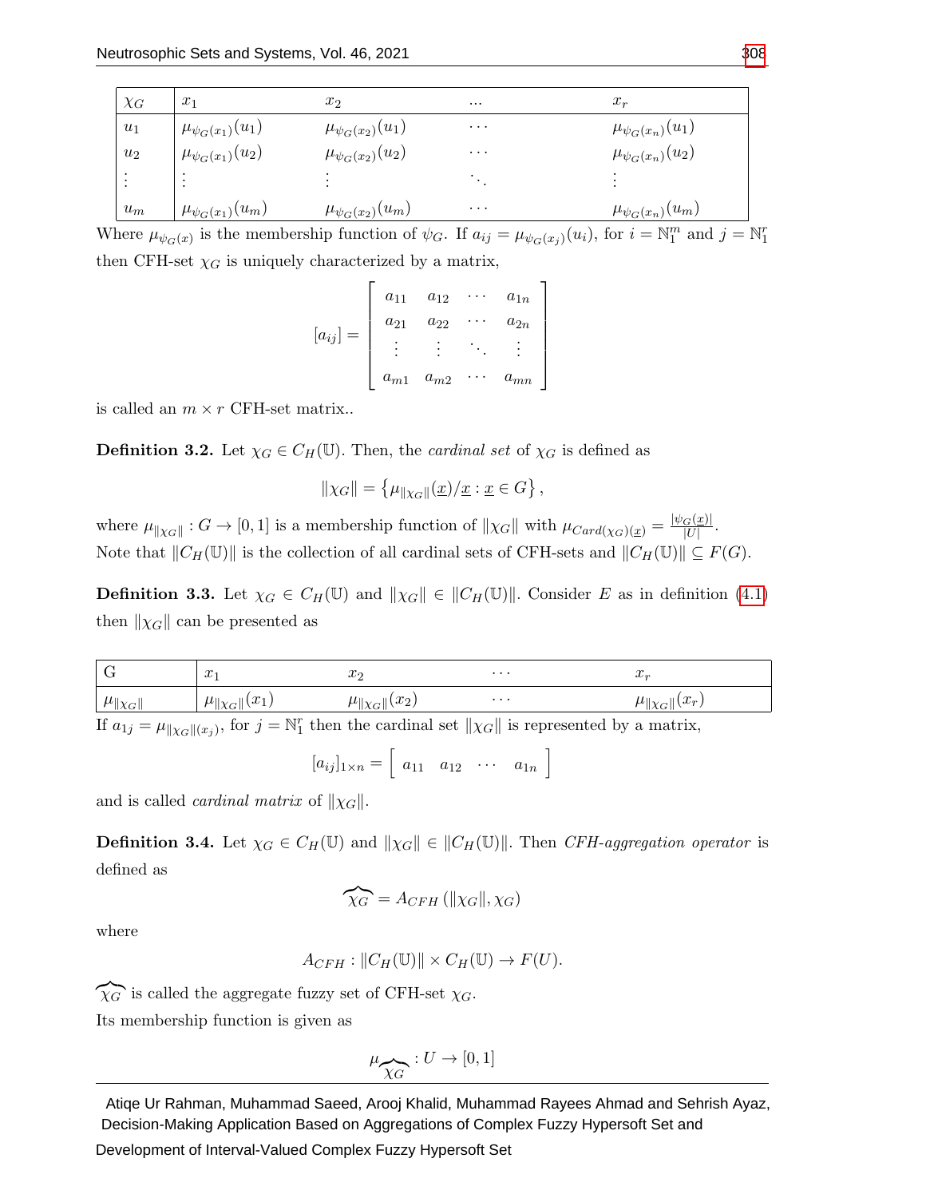| $\chi_G$ | $x_1$ | $x_2$ | ... | $x_r$ |
|---|---|---|---|---|
| $u_1$ | $\mu_{\psi_G(x_1)}(u_1)$ | $\mu_{\psi_G(x_2)}(u_1)$ | $\cdots$ | $\mu_{\psi_G(x_n)}(u_1)$ |
| $u_2$ | $\mu_{\psi_G(x_1)}(u_2)$ | $\mu_{\psi_G(x_2)}(u_2)$ | $\cdots$ | $\mu_{\psi_G(x_n)}(u_2)$ |
| $\vdots$ | $\vdots$ | $\vdots$ | $\ddots$ | $\vdots$ |
| $u_m$ | $\mu_{\psi_G(x_1)}(u_m)$ | $\mu_{\psi_G(x_2)}(u_m)$ | $\cdots$ | $\mu_{\psi_G(x_n)}(u_m)$ |

Where $\mu_{\psi_G(x)}$ is the membership function of $\psi_G$. If $a_{ij} = \mu_{\psi_G(x_j)}(u_i)$, for $i = \mathbb{N}_1^m$ and $j = \mathbb{N}_1^r$ then CFH-set $\chi_G$ is uniquely characterized by a matrix,

$$[a_{ij}] = \begin{bmatrix} a_{11} & a_{12} & \cdots & a_{1n} \\ a_{21} & a_{22} & \cdots & a_{2n} \\ \vdots & \vdots & \ddots & \vdots \\ a_{m1} & a_{m2} & \cdots & a_{mn} \end{bmatrix}$$

is called an $m \times r$ CFH-set matrix..

**Definition 3.2.** Let $\chi_G \in C_H(\mathbb{U})$. Then, the *cardinal set* of $\chi_G$ is defined as

$$\|\chi_G\| = \left\{ \mu_{\|\chi_G\|}(\underline{x})/\underline{x} : \underline{x} \in G \right\},$$

where $\mu_{\|\chi_G\|} : G \to [0,1]$ is a membership function of $\|\chi_G\|$ with $\mu_{Card(\chi_G)(\underline{x})} = \frac{|\psi_G(\underline{x})|}{|U|}$.
Note that $\|C_H(\mathbb{U})\|$ is the collection of all cardinal sets of CFH-sets and $\|C_H(\mathbb{U})\| \subseteq F(G)$.

**Definition 3.3.** Let $\chi_G \in C_H(\mathbb{U})$ and $\|\chi_G\| \in \|C_H(\mathbb{U})\|$. Consider $E$ as in definition (4.1) then $\|\chi_G\|$ can be presented as

| G | $x_1$ | $x_2$ | $\cdots$ | $x_r$ |
|---|---|---|---|---|
| $\mu_{\|\chi_G\|}$ | $\mu_{\|\chi_G\|}(x_1)$ | $\mu_{\|\chi_G\|}(x_2)$ | $\cdots$ | $\mu_{\|\chi_G\|}(x_r)$ |

If $a_{1j} = \mu_{\|\chi_G\|(x_j)}$, for $j = \mathbb{N}_1^r$ then the cardinal set $\|\chi_G\|$ is represented by a matrix,

$$[a_{ij}]_{1\times n} = \begin{bmatrix} a_{11} & a_{12} & \cdots & a_{1n} \end{bmatrix}$$

and is called *cardinal matrix* of $\|\chi_G\|$.

**Definition 3.4.** Let $\chi_G \in C_H(\mathbb{U})$ and $\|\chi_G\| \in \|C_H(\mathbb{U})\|$. Then *CFH-aggregation operator* is defined as

$$\widehat{\chi_G} = A_{CFH}\left(\|\chi_G\|, \chi_G\right)$$

where

$$A_{CFH} : \|C_H(\mathbb{U})\| \times C_H(\mathbb{U}) \to F(U).$$

$\widehat{\chi_G}$ is called the aggregate fuzzy set of CFH-set $\chi_G$.
Its membership function is given as

$$\mu_{\widehat{\chi_G}} : U \to [0,1]$$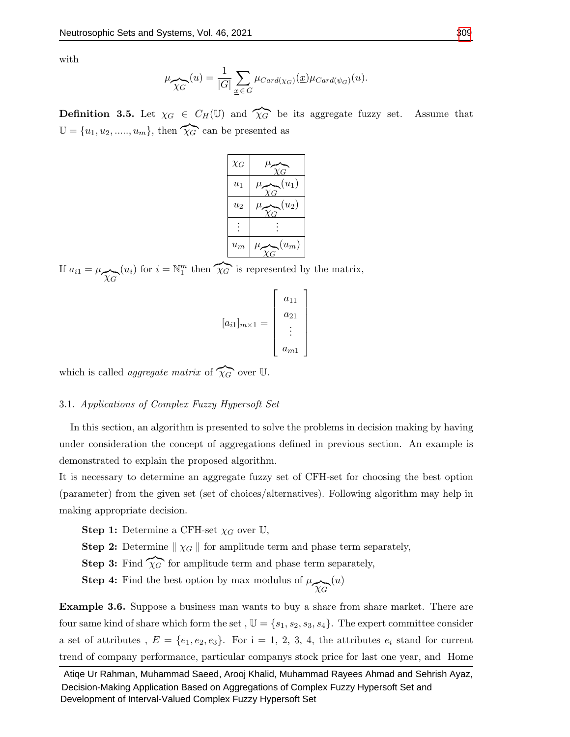with

$$\mu_{\widehat{\chi_G}}(u) = \frac{1}{|G|} \sum_{\underline{x} \in G} \mu_{Card(\chi_G)}(\underline{x}) \mu_{Card(\psi_G)}(u).$$

**Definition 3.5.** Let $\chi_G \in C_H(\mathbb{U})$ and $\widehat{\chi_G}$ be its aggregate fuzzy set. Assume that $\mathbb{U} = \{u_1, u_2, ....., u_m\}$, then $\widehat{\chi_G}$ can be presented as

| $\chi_G$ | $\mu_{\widehat{\chi_G}}$ |
|---|---|
| $u_1$ | $\mu_{\widehat{\chi_G}}(u_1)$ |
| $u_2$ | $\mu_{\widehat{\chi_G}}(u_2)$ |
| $\vdots$ | $\vdots$ |
| $u_m$ | $\mu_{\widehat{\chi_G}}(u_m)$ |

If $a_{i1} = \mu_{\widehat{\chi_G}}(u_i)$ for $i = \mathbb{N}_1^m$ then $\widehat{\chi_G}$ is represented by the matrix,

$$[a_{i1}]_{m \times 1} = \begin{bmatrix} a_{11} \\ a_{21} \\ \vdots \\ a_{m1} \end{bmatrix}$$

which is called *aggregate matrix* of $\widehat{\chi_G}$ over $\mathbb{U}$.

### 3.1. *Applications of Complex Fuzzy Hypersoft Set*

In this section, an algorithm is presented to solve the problems in decision making by having under consideration the concept of aggregations defined in previous section. An example is demonstrated to explain the proposed algorithm.
It is necessary to determine an aggregate fuzzy set of CFH-set for choosing the best option (parameter) from the given set (set of choices/alternatives). Following algorithm may help in making appropriate decision.

**Step 1:** Determine a CFH-set $\chi_G$ over $\mathbb{U}$,

**Step 2:** Determine $\parallel \chi_G \parallel$ for amplitude term and phase term separately,

**Step 3:** Find $\widehat{\chi_G}$ for amplitude term and phase term separately,

**Step 4:** Find the best option by max modulus of $\mu_{\widehat{\chi_G}}(u)$

**Example 3.6.** Suppose a business man wants to buy a share from share market. There are four same kind of share which form the set , $\mathbb{U} = \{s_1, s_2, s_3, s_4\}$. The expert committee consider a set of attributes , $E = \{e_1, e_2, e_3\}$. For i = 1, 2, 3, 4, the attributes $e_i$ stand for current trend of company performance, particular companys stock price for last one year, and Home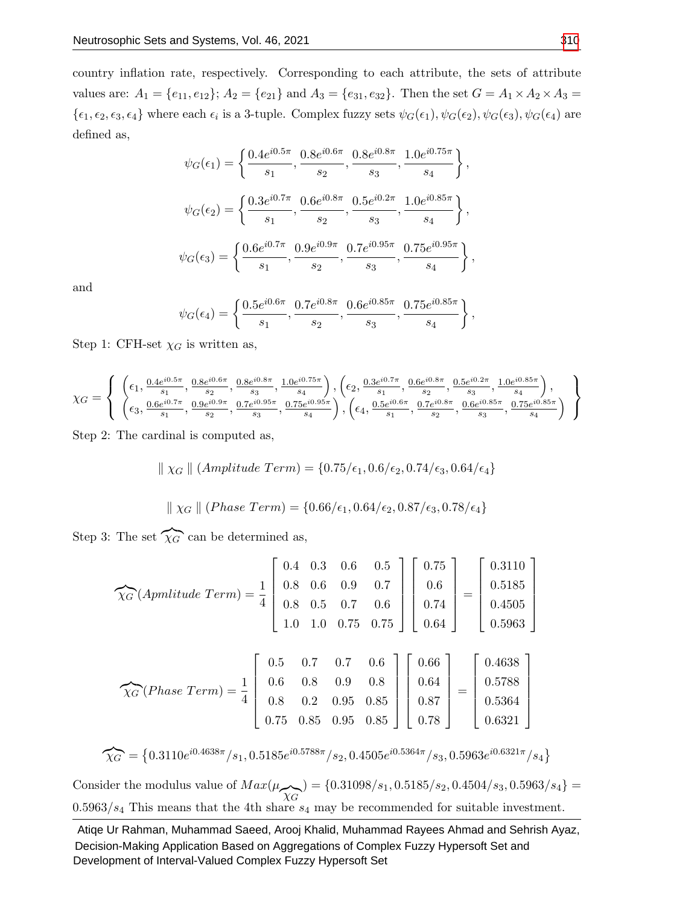country inflation rate, respectively. Corresponding to each attribute, the sets of attribute values are: $A_1 = \{e_{11}, e_{12}\}$; $A_2 = \{e_{21}\}$ and $A_3 = \{e_{31}, e_{32}\}$. Then the set $G = A_1 \times A_2 \times A_3 = \{\epsilon_1, \epsilon_2, \epsilon_3, \epsilon_4\}$ where each $\epsilon_i$ is a 3-tuple. Complex fuzzy sets $\psi_G(\epsilon_1), \psi_G(\epsilon_2), \psi_G(\epsilon_3), \psi_G(\epsilon_4)$ are defined as,

$$\psi_G(\epsilon_1) = \left\{ \frac{0.4e^{i0.5\pi}}{s_1}, \frac{0.8e^{i0.6\pi}}{s_2}, \frac{0.8e^{i0.8\pi}}{s_3}, \frac{1.0e^{i0.75\pi}}{s_4} \right\},$$

$$\psi_G(\epsilon_2) = \left\{ \frac{0.3e^{i0.7\pi}}{s_1}, \frac{0.6e^{i0.8\pi}}{s_2}, \frac{0.5e^{i0.2\pi}}{s_3}, \frac{1.0e^{i0.85\pi}}{s_4} \right\},$$

$$\psi_G(\epsilon_3) = \left\{ \frac{0.6e^{i0.7\pi}}{s_1}, \frac{0.9e^{i0.9\pi}}{s_2}, \frac{0.7e^{i0.95\pi}}{s_3}, \frac{0.75e^{i0.95\pi}}{s_4} \right\},$$

and

$$\psi_G(\epsilon_4) = \left\{ \frac{0.5e^{i0.6\pi}}{s_1}, \frac{0.7e^{i0.8\pi}}{s_2}, \frac{0.6e^{i0.85\pi}}{s_3}, \frac{0.75e^{i0.85\pi}}{s_4} \right\},$$

Step 1: CFH-set $\chi_G$ is written as,

$$\chi_G = \left\{ \begin{array}{l} \left(\epsilon_1, \frac{0.4e^{i0.5\pi}}{s_1}, \frac{0.8e^{i0.6\pi}}{s_2}, \frac{0.8e^{i0.8\pi}}{s_3}, \frac{1.0e^{i0.75\pi}}{s_4}\right), \left(\epsilon_2, \frac{0.3e^{i0.7\pi}}{s_1}, \frac{0.6e^{i0.8\pi}}{s_2}, \frac{0.5e^{i0.2\pi}}{s_3}, \frac{1.0e^{i0.85\pi}}{s_4}\right), \\ \left(\epsilon_3, \frac{0.6e^{i0.7\pi}}{s_1}, \frac{0.9e^{i0.9\pi}}{s_2}, \frac{0.7e^{i0.95\pi}}{s_3}, \frac{0.75e^{i0.95\pi}}{s_4}\right), \left(\epsilon_4, \frac{0.5e^{i0.6\pi}}{s_1}, \frac{0.7e^{i0.8\pi}}{s_2}, \frac{0.6e^{i0.85\pi}}{s_3}, \frac{0.75e^{i0.85\pi}}{s_4}\right) \end{array} \right\}$$

Step 2: The cardinal is computed as,

$$\parallel \chi_G \parallel (Amplitude\ Term) = \{0.75/\epsilon_1, 0.6/\epsilon_2, 0.74/\epsilon_3, 0.64/\epsilon_4\}$$

$$\parallel \chi_G \parallel (Phase\ Term) = \{0.66/\epsilon_1, 0.64/\epsilon_2, 0.87/\epsilon_3, 0.78/\epsilon_4\}$$

Step 3: The set $\widehat{\chi_G}$ can be determined as,

$$\widehat{\chi_G}(Apmlitude\ Term) = \frac{1}{4}\begin{bmatrix} 0.4 & 0.3 & 0.6 & 0.5 \\ 0.8 & 0.6 & 0.9 & 0.7 \\ 0.8 & 0.5 & 0.7 & 0.6 \\ 1.0 & 1.0 & 0.75 & 0.75 \end{bmatrix}\begin{bmatrix} 0.75 \\ 0.6 \\ 0.74 \\ 0.64 \end{bmatrix} = \begin{bmatrix} 0.3110 \\ 0.5185 \\ 0.4505 \\ 0.5963 \end{bmatrix}$$

$$\widehat{\chi_G}(Phase\ Term) = \frac{1}{4}\begin{bmatrix} 0.5 & 0.7 & 0.7 & 0.6 \\ 0.6 & 0.8 & 0.9 & 0.8 \\ 0.8 & 0.2 & 0.95 & 0.85 \\ 0.75 & 0.85 & 0.95 & 0.85 \end{bmatrix}\begin{bmatrix} 0.66 \\ 0.64 \\ 0.87 \\ 0.78 \end{bmatrix} = \begin{bmatrix} 0.4638 \\ 0.5788 \\ 0.5364 \\ 0.6321 \end{bmatrix}$$

$$\widehat{\chi_G} = \{0.3110e^{i0.4638\pi}/s_1, 0.5185e^{i0.5788\pi}/s_2, 0.4505e^{i0.5364\pi}/s_3, 0.5963e^{i0.6321\pi}/s_4\}$$

Consider the modulus value of $Max(\mu_{\widehat{\chi_G}}) = \{0.31098/s_1, 0.5185/s_2, 0.4504/s_3, 0.5963/s_4\} = 0.5963/s_4$ This means that the 4th share $s_4$ may be recommended for suitable investment.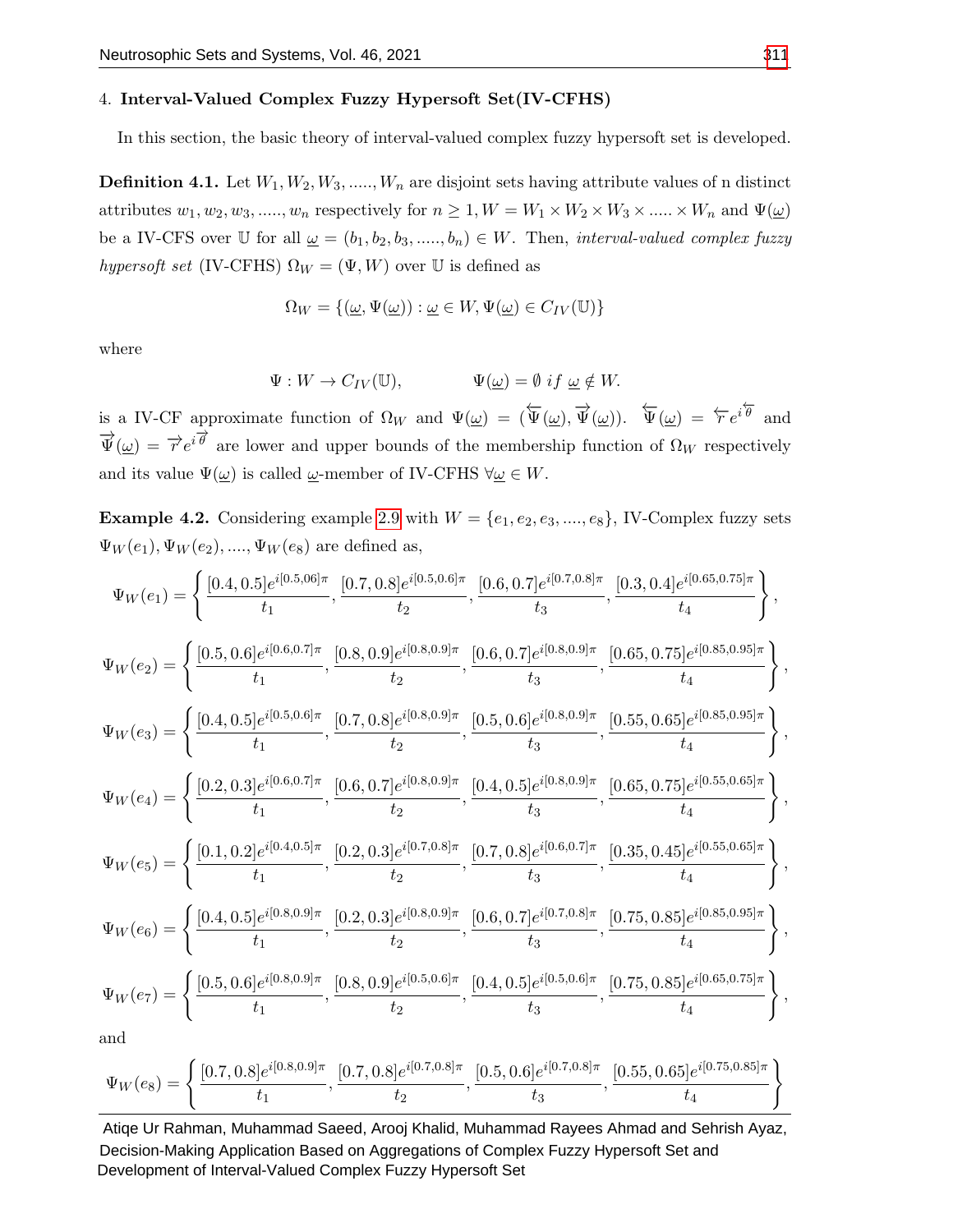## 4. Interval-Valued Complex Fuzzy Hypersoft Set(IV-CFHS)

In this section, the basic theory of interval-valued complex fuzzy hypersoft set is developed.

**Definition 4.1.** Let $W_1, W_2, W_3, ....., W_n$ are disjoint sets having attribute values of n distinct attributes $w_1, w_2, w_3, ....., w_n$ respectively for $n \geq 1, W = W_1 \times W_2 \times W_3 \times ..... \times W_n$ and $\Psi(\underline{\omega})$ be a IV-CFS over $\mathbb{U}$ for all $\underline{\omega} = (b_1, b_2, b_3, ....., b_n) \in W$. Then, *interval-valued complex fuzzy hypersoft set* (IV-CFHS) $\Omega_W = (\Psi, W)$ over $\mathbb{U}$ is defined as

$$\Omega_W = \{(\underline{\omega}, \Psi(\underline{\omega})) : \underline{\omega} \in W, \Psi(\underline{\omega}) \in C_{IV}(\mathbb{U})\}$$

where

$$\Psi : W \rightarrow C_{IV}(\mathbb{U}), \qquad \Psi(\underline{\omega}) = \emptyset \ if \ \underline{\omega} \notin W.$$

is a IV-CF approximate function of $\Omega_W$ and $\Psi(\underline{\omega}) = (\overleftarrow{\Psi}(\underline{\omega}), \overrightarrow{\Psi}(\underline{\omega}))$. $\overleftarrow{\Psi}(\underline{\omega}) = \overleftarrow{r} e^{i\overleftarrow{\theta}}$ and $\overrightarrow{\Psi}(\underline{\omega}) = \overrightarrow{r} e^{i\overrightarrow{\theta}}$ are lower and upper bounds of the membership function of $\Omega_W$ respectively and its value $\Psi(\underline{\omega})$ is called $\underline{\omega}$-member of IV-CFHS $\forall \underline{\omega} \in W$.

**Example 4.2.** Considering example 2.9 with $W = \{e_1, e_2, e_3, ...., e_8\}$, IV-Complex fuzzy sets $\Psi_W(e_1), \Psi_W(e_2), ...., \Psi_W(e_8)$ are defined as,

$$\Psi_W(e_1) = \left\{ \frac{[0.4, 0.5]e^{i[0.5,06]\pi}}{t_1}, \frac{[0.7, 0.8]e^{i[0.5,0.6]\pi}}{t_2}, \frac{[0.6, 0.7]e^{i[0.7,0.8]\pi}}{t_3}, \frac{[0.3, 0.4]e^{i[0.65,0.75]\pi}}{t_4} \right\},$$

$$\Psi_W(e_2) = \left\{ \frac{[0.5, 0.6]e^{i[0.6,0.7]\pi}}{t_1}, \frac{[0.8, 0.9]e^{i[0.8,0.9]\pi}}{t_2}, \frac{[0.6, 0.7]e^{i[0.8,0.9]\pi}}{t_3}, \frac{[0.65, 0.75]e^{i[0.85,0.95]\pi}}{t_4} \right\},$$

$$\Psi_W(e_3) = \left\{ \frac{[0.4, 0.5]e^{i[0.5,0.6]\pi}}{t_1}, \frac{[0.7, 0.8]e^{i[0.8,0.9]\pi}}{t_2}, \frac{[0.5, 0.6]e^{i[0.8,0.9]\pi}}{t_3}, \frac{[0.55, 0.65]e^{i[0.85,0.95]\pi}}{t_4} \right\},$$

$$\Psi_W(e_4) = \left\{ \frac{[0.2, 0.3]e^{i[0.6,0.7]\pi}}{t_1}, \frac{[0.6, 0.7]e^{i[0.8,0.9]\pi}}{t_2}, \frac{[0.4, 0.5]e^{i[0.8,0.9]\pi}}{t_3}, \frac{[0.65, 0.75]e^{i[0.55,0.65]\pi}}{t_4} \right\},$$

$$\Psi_W(e_5) = \left\{ \frac{[0.1, 0.2]e^{i[0.4,0.5]\pi}}{t_1}, \frac{[0.2, 0.3]e^{i[0.7,0.8]\pi}}{t_2}, \frac{[0.7, 0.8]e^{i[0.6,0.7]\pi}}{t_3}, \frac{[0.35, 0.45]e^{i[0.55,0.65]\pi}}{t_4} \right\},$$

$$\Psi_W(e_6) = \left\{ \frac{[0.4, 0.5]e^{i[0.8,0.9]\pi}}{t_1}, \frac{[0.2, 0.3]e^{i[0.8,0.9]\pi}}{t_2}, \frac{[0.6, 0.7]e^{i[0.7,0.8]\pi}}{t_3}, \frac{[0.75, 0.85]e^{i[0.85,0.95]\pi}}{t_4} \right\},$$

$$\Psi_W(e_7) = \left\{ \frac{[0.5, 0.6]e^{i[0.8,0.9]\pi}}{t_1}, \frac{[0.8, 0.9]e^{i[0.5,0.6]\pi}}{t_2}, \frac{[0.4, 0.5]e^{i[0.5,0.6]\pi}}{t_3}, \frac{[0.75, 0.85]e^{i[0.65,0.75]\pi}}{t_4} \right\},$$

and

$$\Psi_W(e_8) = \left\{ \frac{[0.7, 0.8]e^{i[0.8,0.9]\pi}}{t_1}, \frac{[0.7, 0.8]e^{i[0.7,0.8]\pi}}{t_2}, \frac{[0.5, 0.6]e^{i[0.7,0.8]\pi}}{t_3}, \frac{[0.55, 0.65]e^{i[0.75,0.85]\pi}}{t_4} \right\}$$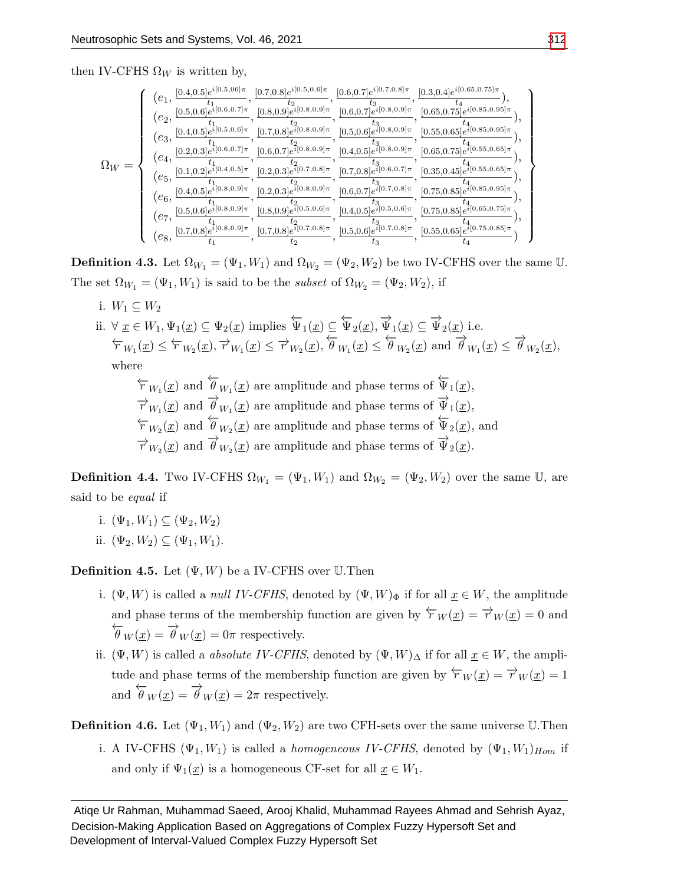then IV-CFHS $\Omega_W$ is written by,

$$\Omega_W = \left\{ \begin{array}{l} (e_1, \frac{[0.4,0.5]e^{i[0.5,06]\pi}}{t_1}, \frac{[0.7,0.8]e^{i[0.5,0.6]\pi}}{t_2}, \frac{[0.6,0.7]e^{i[0.7,0.8]\pi}}{t_3}, \frac{[0.3,0.4]e^{i[0.65,0.75]\pi}}{t_4}), \\ (e_2, \frac{[0.5,0.6]e^{i[0.6,0.7]\pi}}{t_1}, \frac{[0.8,0.9]e^{i[0.8,0.9]\pi}}{t_2}, \frac{[0.6,0.7]e^{i[0.8,0.9]\pi}}{t_3}, \frac{[0.65,0.75]e^{i[0.85,0.95]\pi}}{t_4}), \\ (e_3, \frac{[0.4,0.5]e^{i[0.5,0.6]\pi}}{t_1}, \frac{[0.7,0.8]e^{i[0.8,0.9]\pi}}{t_2}, \frac{[0.5,0.6]e^{i[0.8,0.9]\pi}}{t_3}, \frac{[0.55,0.65]e^{i[0.85,0.95]\pi}}{t_4}), \\ (e_4, \frac{[0.2,0.3]e^{i[0.6,0.7]\pi}}{t_1}, \frac{[0.6,0.7]e^{i[0.8,0.9]\pi}}{t_2}, \frac{[0.4,0.5]e^{i[0.8,0.9]\pi}}{t_3}, \frac{[0.65,0.75]e^{i[0.55,0.65]\pi}}{t_4}), \\ (e_5, \frac{[0.1,0.2]e^{i[0.4,0.5]\pi}}{t_1}, \frac{[0.2,0.3]e^{i[0.7,0.8]\pi}}{t_2}, \frac{[0.7,0.8]e^{i[0.6,0.7]\pi}}{t_3}, \frac{[0.35,0.45]e^{i[0.55,0.65]\pi}}{t_4}), \\ (e_6, \frac{[0.4,0.5]e^{i[0.8,0.9]\pi}}{t_1}, \frac{[0.2,0.3]e^{i[0.8,0.9]\pi}}{t_2}, \frac{[0.6,0.7]e^{i[0.7,0.8]\pi}}{t_3}, \frac{[0.75,0.85]e^{i[0.85,0.95]\pi}}{t_4}), \\ (e_7, \frac{[0.5,0.6]e^{i[0.8,0.9]\pi}}{t_1}, \frac{[0.8,0.9]e^{i[0.5,0.6]\pi}}{t_2}, \frac{[0.4,0.5]e^{i[0.5,0.6]\pi}}{t_3}, \frac{[0.75,0.85]e^{i[0.65,0.75]\pi}}{t_4}), \\ (e_8, \frac{[0.7,0.8]e^{i[0.8,0.9]\pi}}{t_1}, \frac{[0.7,0.8]e^{i[0.7,0.8]\pi}}{t_2}, \frac{[0.5,0.6]e^{i[0.7,0.8]\pi}}{t_3}, \frac{[0.55,0.65]e^{i[0.75,0.85]\pi}}{t_4}) \end{array} \right\}$$

**Definition 4.3.** Let $\Omega_{W_1} = (\Psi_1, W_1)$ and $\Omega_{W_2} = (\Psi_2, W_2)$ be two IV-CFHS over the same $\mathbb{U}$. The set $\Omega_{W_1} = (\Psi_1, W_1)$ is said to be the *subset* of $\Omega_{W_2} = (\Psi_2, W_2)$, if

i. $W_1 \subseteq W_2$

ii. $\forall\ \underline{x} \in W_1, \Psi_1(\underline{x}) \subseteq \Psi_2(\underline{x})$ implies $\overleftarrow{\Psi}_1(\underline{x}) \subseteq \overleftarrow{\Psi}_2(\underline{x})$, $\overrightarrow{\Psi}_1(\underline{x}) \subseteq \overrightarrow{\Psi}_2(\underline{x})$ i.e. $\overleftarrow{r}_{W_1}(\underline{x}) \leq \overleftarrow{r}_{W_2}(\underline{x})$, $\overrightarrow{r}_{W_1}(\underline{x}) \leq \overrightarrow{r}_{W_2}(\underline{x})$, $\overleftarrow{\theta}_{W_1}(\underline{x}) \leq \overleftarrow{\theta}_{W_2}(\underline{x})$ and $\overrightarrow{\theta}_{W_1}(\underline{x}) \leq \overrightarrow{\theta}_{W_2}(\underline{x})$, where

   $\overleftarrow{r}_{W_1}(\underline{x})$ and $\overleftarrow{\theta}_{W_1}(\underline{x})$ are amplitude and phase terms of $\overleftarrow{\Psi}_1(\underline{x})$,
   $\overrightarrow{r}_{W_1}(\underline{x})$ and $\overrightarrow{\theta}_{W_1}(\underline{x})$ are amplitude and phase terms of $\overrightarrow{\Psi}_1(\underline{x})$,
   $\overleftarrow{r}_{W_2}(\underline{x})$ and $\overleftarrow{\theta}_{W_2}(\underline{x})$ are amplitude and phase terms of $\overleftarrow{\Psi}_2(\underline{x})$, and
   $\overrightarrow{r}_{W_2}(\underline{x})$ and $\overrightarrow{\theta}_{W_2}(\underline{x})$ are amplitude and phase terms of $\overrightarrow{\Psi}_2(\underline{x})$.

**Definition 4.4.** Two IV-CFHS $\Omega_{W_1} = (\Psi_1, W_1)$ and $\Omega_{W_2} = (\Psi_2, W_2)$ over the same $\mathbb{U}$, are said to be *equal* if

i. $(\Psi_1, W_1) \subseteq (\Psi_2, W_2)$

ii. $(\Psi_2, W_2) \subseteq (\Psi_1, W_1)$.

**Definition 4.5.** Let $(\Psi, W)$ be a IV-CFHS over $\mathbb{U}$.Then

i. $(\Psi, W)$ is called a *null IV-CFHS*, denoted by $(\Psi, W)_\Phi$ if for all $\underline{x} \in W$, the amplitude and phase terms of the membership function are given by $\overleftarrow{r}_W(\underline{x}) = \overrightarrow{r}_W(\underline{x}) = 0$ and $\overleftarrow{\theta}_W(\underline{x}) = \overrightarrow{\theta}_W(\underline{x}) = 0\pi$ respectively.

ii. $(\Psi, W)$ is called a *absolute IV-CFHS*, denoted by $(\Psi, W)_\Delta$ if for all $\underline{x} \in W$, the amplitude and phase terms of the membership function are given by $\overleftarrow{r}_W(\underline{x}) = \overrightarrow{r}_W(\underline{x}) = 1$ and $\overleftarrow{\theta}_W(\underline{x}) = \overrightarrow{\theta}_W(\underline{x}) = 2\pi$ respectively.

**Definition 4.6.** Let $(\Psi_1, W_1)$ and $(\Psi_2, W_2)$ are two CFH-sets over the same universe $\mathbb{U}$.Then

i. A IV-CFHS $(\Psi_1, W_1)$ is called a *homogeneous IV-CFHS*, denoted by $(\Psi_1, W_1)_{Hom}$ if and only if $\Psi_1(\underline{x})$ is a homogeneous CF-set for all $\underline{x} \in W_1$.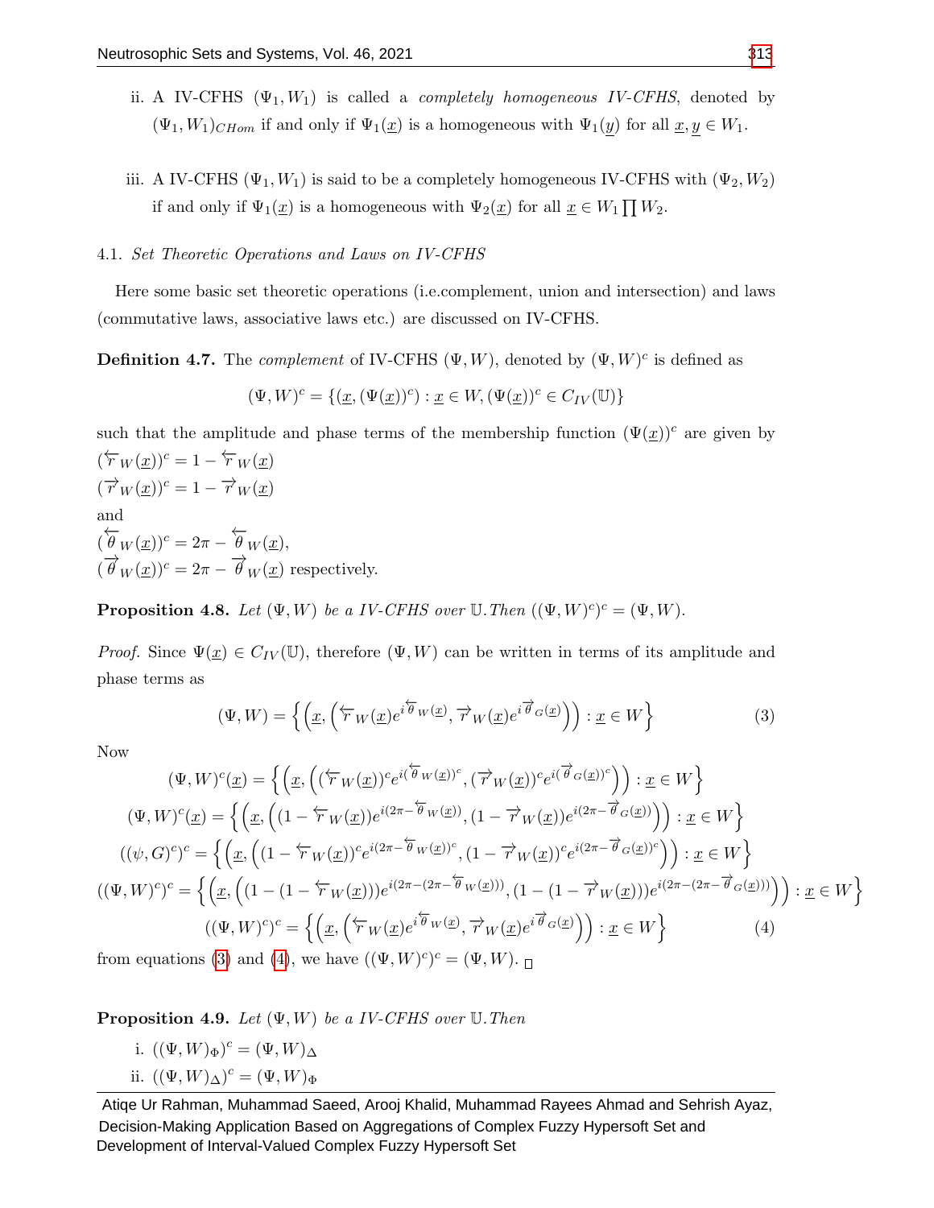ii. A IV-CFHS $(\Psi_1, W_1)$ is called a *completely homogeneous IV-CFHS*, denoted by $(\Psi_1, W_1)_{CHom}$ if and only if $\Psi_1(\underline{x})$ is a homogeneous with $\Psi_1(\underline{y})$ for all $\underline{x}, \underline{y} \in W_1$.

iii. A IV-CFHS $(\Psi_1, W_1)$ is said to be a completely homogeneous IV-CFHS with $(\Psi_2, W_2)$ if and only if $\Psi_1(\underline{x})$ is a homogeneous with $\Psi_2(\underline{x})$ for all $\underline{x} \in W_1 \prod W_2$.

4.1. *Set Theoretic Operations and Laws on IV-CFHS*

Here some basic set theoretic operations (i.e.complement, union and intersection) and laws (commutative laws, associative laws etc.) are discussed on IV-CFHS.

**Definition 4.7.** The *complement* of IV-CFHS $(\Psi, W)$, denoted by $(\Psi, W)^c$ is defined as

$$(\Psi, W)^c = \{(\underline{x}, (\Psi(\underline{x}))^c) : \underline{x} \in W, (\Psi(\underline{x}))^c \in C_{IV}(\mathbb{U})\}$$

such that the amplitude and phase terms of the membership function $(\Psi(\underline{x}))^c$ are given by
$(\overleftarrow{r}_W(\underline{x}))^c = 1 - \overleftarrow{r}_W(\underline{x})$
$(\overrightarrow{r}_W(\underline{x}))^c = 1 - \overrightarrow{r}_W(\underline{x})$
and
$(\overleftarrow{\theta}_W(\underline{x}))^c = 2\pi - \overleftarrow{\theta}_W(\underline{x})$,
$(\overrightarrow{\theta}_W(\underline{x}))^c = 2\pi - \overrightarrow{\theta}_W(\underline{x})$ respectively.

**Proposition 4.8.** *Let $(\Psi, W)$ be a IV-CFHS over $\mathbb{U}$. Then $((\Psi, W)^c)^c = (\Psi, W)$.*

*Proof.* Since $\Psi(\underline{x}) \in C_{IV}(\mathbb{U})$, therefore $(\Psi, W)$ can be written in terms of its amplitude and phase terms as

$$(\Psi, W) = \left\{ \left( \underline{x}, \left( \overleftarrow{r}_W(\underline{x}) e^{i\overleftarrow{\theta}_W(\underline{x})}, \overrightarrow{r}_W(\underline{x}) e^{i\overrightarrow{\theta}_G(\underline{x})} \right) \right) : \underline{x} \in W \right\} \tag{3}$$

Now

$$(\Psi, W)^c(\underline{x}) = \left\{ \left( \underline{x}, \left( (\overleftarrow{r}_W(\underline{x}))^c e^{i(\overleftarrow{\theta}_W(\underline{x}))^c}, (\overrightarrow{r}_W(\underline{x}))^c e^{i(\overrightarrow{\theta}_G(\underline{x}))^c} \right) \right) : \underline{x} \in W \right\}$$

$$(\Psi, W)^c(\underline{x}) = \left\{ \left( \underline{x}, \left( (1 - \overleftarrow{r}_W(\underline{x})) e^{i(2\pi - \overleftarrow{\theta}_W(\underline{x}))}, (1 - \overrightarrow{r}_W(\underline{x})) e^{i(2\pi - \overrightarrow{\theta}_G(\underline{x}))} \right) \right) : \underline{x} \in W \right\}$$

$$((\psi, G)^c)^c = \left\{ \left( \underline{x}, \left( (1 - \overleftarrow{r}_W(\underline{x}))^c e^{i(2\pi - \overleftarrow{\theta}_W(\underline{x}))^c}, (1 - \overrightarrow{r}_W(\underline{x}))^c e^{i(2\pi - \overrightarrow{\theta}_G(\underline{x}))^c} \right) \right) : \underline{x} \in W \right\}$$

$$((\Psi, W)^c)^c = \left\{ \left( \underline{x}, \left( (1 - (1 - \overleftarrow{r}_W(\underline{x}))) e^{i(2\pi - (2\pi - \overleftarrow{\theta}_W(\underline{x})))}, (1 - (1 - \overrightarrow{r}_W(\underline{x}))) e^{i(2\pi - (2\pi - \overrightarrow{\theta}_G(\underline{x})))} \right) \right) : \underline{x} \in W \right\}$$

$$((\Psi, W)^c)^c = \left\{ \left( \underline{x}, \left( \overleftarrow{r}_W(\underline{x}) e^{i\overleftarrow{\theta}_W(\underline{x})}, \overrightarrow{r}_W(\underline{x}) e^{i\overrightarrow{\theta}_G(\underline{x})} \right) \right) : \underline{x} \in W \right\} \tag{4}$$

from equations (3) and (4), we have $((\Psi, W)^c)^c = (\Psi, W)$. □

**Proposition 4.9.** *Let $(\Psi, W)$ be a IV-CFHS over $\mathbb{U}$. Then*

i. $((\Psi, W)_\Phi)^c = (\Psi, W)_\Delta$

ii. $((\Psi, W)_\Delta)^c = (\Psi, W)_\Phi$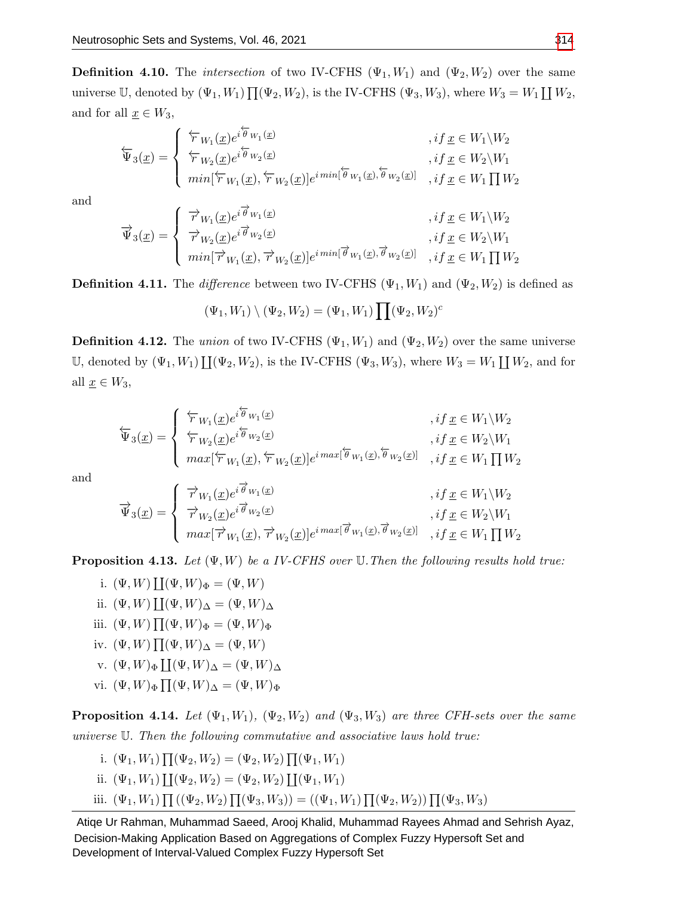**Definition 4.10.** The *intersection* of two IV-CFHS $(\Psi_1, W_1)$ and $(\Psi_2, W_2)$ over the same universe $\mathbb{U}$, denoted by $(\Psi_1, W_1) \prod (\Psi_2, W_2)$, is the IV-CFHS $(\Psi_3, W_3)$, where $W_3 = W_1 \coprod W_2$, and for all $\underline{x} \in W_3$,

$$\overleftarrow{\Psi}_3(\underline{x}) = \begin{cases} \overleftarrow{r}_{W_1}(\underline{x}) e^{i \overleftarrow{\theta}_{W_1}(\underline{x})} & , if\ \underline{x} \in W_1 \backslash W_2 \\ \overleftarrow{r}_{W_2}(\underline{x}) e^{i \overleftarrow{\theta}_{W_2}(\underline{x})} & , if\ \underline{x} \in W_2 \backslash W_1 \\ min[\overleftarrow{r}_{W_1}(\underline{x}), \overleftarrow{r}_{W_2}(\underline{x})] e^{i\, min[\overleftarrow{\theta}_{W_1}(\underline{x}), \overleftarrow{\theta}_{W_2}(\underline{x})]} & , if\ \underline{x} \in W_1 \prod W_2 \end{cases}$$

and

$$\overrightarrow{\Psi}_3(\underline{x}) = \begin{cases} \overrightarrow{r}_{W_1}(\underline{x}) e^{i \overrightarrow{\theta}_{W_1}(\underline{x})} & , if\ \underline{x} \in W_1 \backslash W_2 \\ \overrightarrow{r}_{W_2}(\underline{x}) e^{i \overrightarrow{\theta}_{W_2}(\underline{x})} & , if\ \underline{x} \in W_2 \backslash W_1 \\ min[\overrightarrow{r}_{W_1}(\underline{x}), \overrightarrow{r}_{W_2}(\underline{x})] e^{i\, min[\overrightarrow{\theta}_{W_1}(\underline{x}), \overrightarrow{\theta}_{W_2}(\underline{x})]} & , if\ \underline{x} \in W_1 \prod W_2 \end{cases}$$

**Definition 4.11.** The *difference* between two IV-CFHS $(\Psi_1, W_1)$ and $(\Psi_2, W_2)$ is defined as

$$(\Psi_1, W_1) \setminus (\Psi_2, W_2) = (\Psi_1, W_1) \prod (\Psi_2, W_2)^c$$

**Definition 4.12.** The *union* of two IV-CFHS $(\Psi_1, W_1)$ and $(\Psi_2, W_2)$ over the same universe $\mathbb{U}$, denoted by $(\Psi_1, W_1) \coprod (\Psi_2, W_2)$, is the IV-CFHS $(\Psi_3, W_3)$, where $W_3 = W_1 \coprod W_2$, and for all $\underline{x} \in W_3$,

$$\overleftarrow{\Psi}_3(\underline{x}) = \begin{cases} \overleftarrow{r}_{W_1}(\underline{x}) e^{i \overleftarrow{\theta}_{W_1}(\underline{x})} & , if\ \underline{x} \in W_1 \backslash W_2 \\ \overleftarrow{r}_{W_2}(\underline{x}) e^{i \overleftarrow{\theta}_{W_2}(\underline{x})} & , if\ \underline{x} \in W_2 \backslash W_1 \\ max[\overleftarrow{r}_{W_1}(\underline{x}), \overleftarrow{r}_{W_2}(\underline{x})] e^{i\, max[\overleftarrow{\theta}_{W_1}(\underline{x}), \overleftarrow{\theta}_{W_2}(\underline{x})]} & , if\ \underline{x} \in W_1 \prod W_2 \end{cases}$$

and

$$\overrightarrow{\Psi}_3(\underline{x}) = \begin{cases} \overrightarrow{r}_{W_1}(\underline{x}) e^{i \overrightarrow{\theta}_{W_1}(\underline{x})} & , if\ \underline{x} \in W_1 \backslash W_2 \\ \overrightarrow{r}_{W_2}(\underline{x}) e^{i \overrightarrow{\theta}_{W_2}(\underline{x})} & , if\ \underline{x} \in W_2 \backslash W_1 \\ max[\overrightarrow{r}_{W_1}(\underline{x}), \overrightarrow{r}_{W_2}(\underline{x})] e^{i\, max[\overrightarrow{\theta}_{W_1}(\underline{x}), \overrightarrow{\theta}_{W_2}(\underline{x})]} & , if\ \underline{x} \in W_1 \prod W_2 \end{cases}$$

**Proposition 4.13.** *Let $(\Psi, W)$ be a IV-CFHS over $\mathbb{U}$. Then the following results hold true:*

i. $(\Psi, W) \coprod (\Psi, W)_\Phi = (\Psi, W)$
ii. $(\Psi, W) \coprod (\Psi, W)_\Delta = (\Psi, W)_\Delta$
iii. $(\Psi, W) \prod (\Psi, W)_\Phi = (\Psi, W)_\Phi$
iv. $(\Psi, W) \prod (\Psi, W)_\Delta = (\Psi, W)$
v. $(\Psi, W)_\Phi \coprod (\Psi, W)_\Delta = (\Psi, W)_\Delta$
vi. $(\Psi, W)_\Phi \prod (\Psi, W)_\Delta = (\Psi, W)_\Phi$

**Proposition 4.14.** *Let $(\Psi_1, W_1)$, $(\Psi_2, W_2)$ and $(\Psi_3, W_3)$ are three CFH-sets over the same universe $\mathbb{U}$. Then the following commutative and associative laws hold true:*

i. $(\Psi_1, W_1) \prod (\Psi_2, W_2) = (\Psi_2, W_2) \prod (\Psi_1, W_1)$
ii. $(\Psi_1, W_1) \coprod (\Psi_2, W_2) = (\Psi_2, W_2) \coprod (\Psi_1, W_1)$
iii. $(\Psi_1, W_1) \prod ((\Psi_2, W_2) \prod (\Psi_3, W_3)) = ((\Psi_1, W_1) \prod (\Psi_2, W_2)) \prod (\Psi_3, W_3)$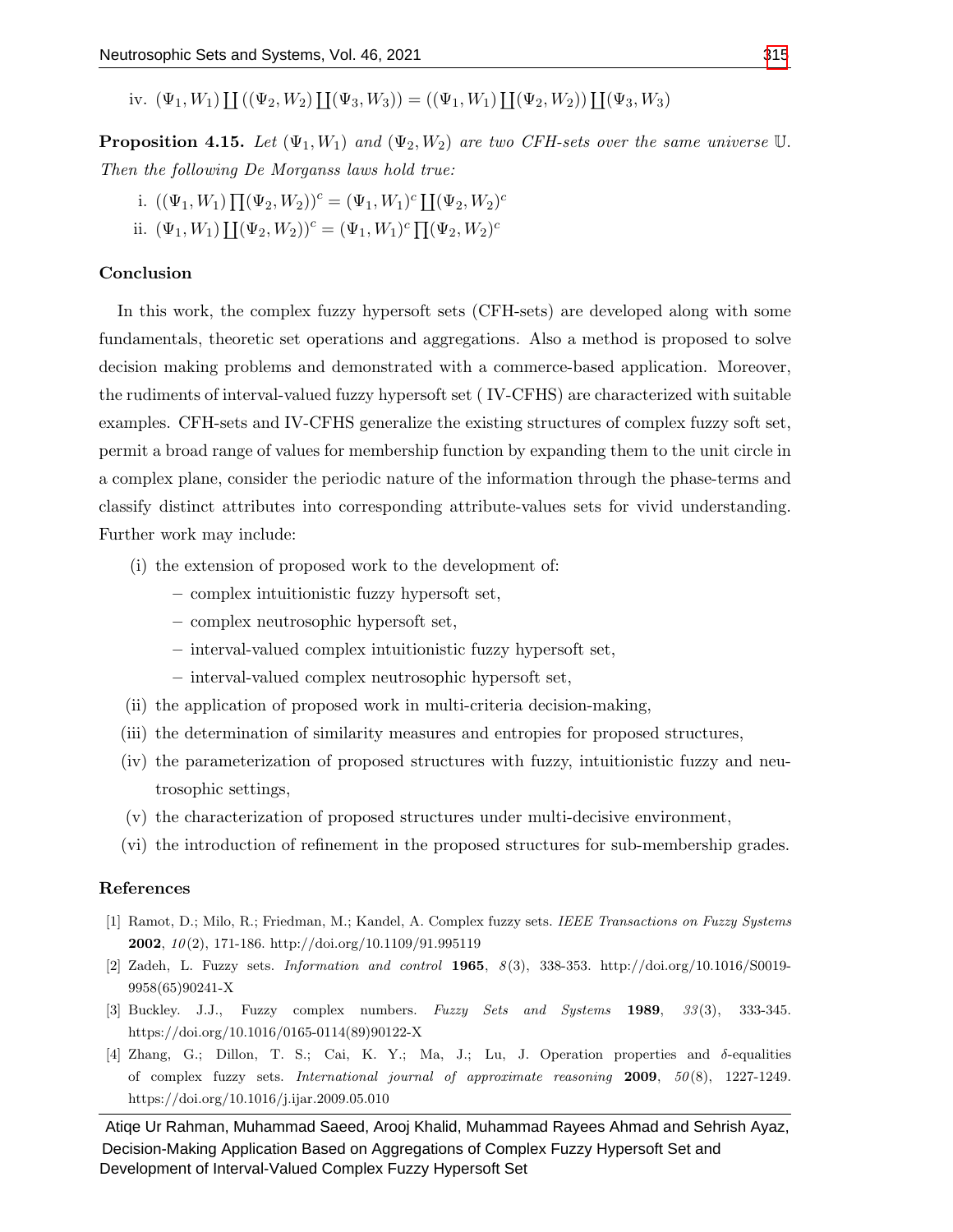iv. $(\Psi_1, W_1) \coprod ((\Psi_2, W_2) \coprod (\Psi_3, W_3)) = ((\Psi_1, W_1) \coprod (\Psi_2, W_2)) \coprod (\Psi_3, W_3)$

**Proposition 4.15.** *Let* $(\Psi_1, W_1)$ *and* $(\Psi_2, W_2)$ *are two CFH-sets over the same universe* $\mathbb{U}$. *Then the following De Morganss laws hold true:*

i. $((\Psi_1, W_1) \prod (\Psi_2, W_2))^c = (\Psi_1, W_1)^c \coprod (\Psi_2, W_2)^c$

ii. $(\Psi_1, W_1) \coprod (\Psi_2, W_2))^c = (\Psi_1, W_1)^c \prod (\Psi_2, W_2)^c$

## Conclusion

In this work, the complex fuzzy hypersoft sets (CFH-sets) are developed along with some fundamentals, theoretic set operations and aggregations. Also a method is proposed to solve decision making problems and demonstrated with a commerce-based application. Moreover, the rudiments of interval-valued fuzzy hypersoft set ( IV-CFHS) are characterized with suitable examples. CFH-sets and IV-CFHS generalize the existing structures of complex fuzzy soft set, permit a broad range of values for membership function by expanding them to the unit circle in a complex plane, consider the periodic nature of the information through the phase-terms and classify distinct attributes into corresponding attribute-values sets for vivid understanding. Further work may include:

(i) the extension of proposed work to the development of:
   - complex intuitionistic fuzzy hypersoft set,
   - complex neutrosophic hypersoft set,
   - interval-valued complex intuitionistic fuzzy hypersoft set,
   - interval-valued complex neutrosophic hypersoft set,

(ii) the application of proposed work in multi-criteria decision-making,

(iii) the determination of similarity measures and entropies for proposed structures,

(iv) the parameterization of proposed structures with fuzzy, intuitionistic fuzzy and neutrosophic settings,

(v) the characterization of proposed structures under multi-decisive environment,

(vi) the introduction of refinement in the proposed structures for sub-membership grades.

## References

[1] Ramot, D.; Milo, R.; Friedman, M.; Kandel, A. Complex fuzzy sets. *IEEE Transactions on Fuzzy Systems* **2002**, *10*(2), 171-186. http://doi.org/10.1109/91.995119

[2] Zadeh, L. Fuzzy sets. *Information and control* **1965**, *8*(3), 338-353. http://doi.org/10.1016/S0019-9958(65)90241-X

[3] Buckley. J.J., Fuzzy complex numbers. *Fuzzy Sets and Systems* **1989**, *33*(3), 333-345. https://doi.org/10.1016/0165-0114(89)90122-X

[4] Zhang, G.; Dillon, T. S.; Cai, K. Y.; Ma, J.; Lu, J. Operation properties and $\delta$-equalities of complex fuzzy sets. *International journal of approximate reasoning* **2009**, *50*(8), 1227-1249. https://doi.org/10.1016/j.ijar.2009.05.010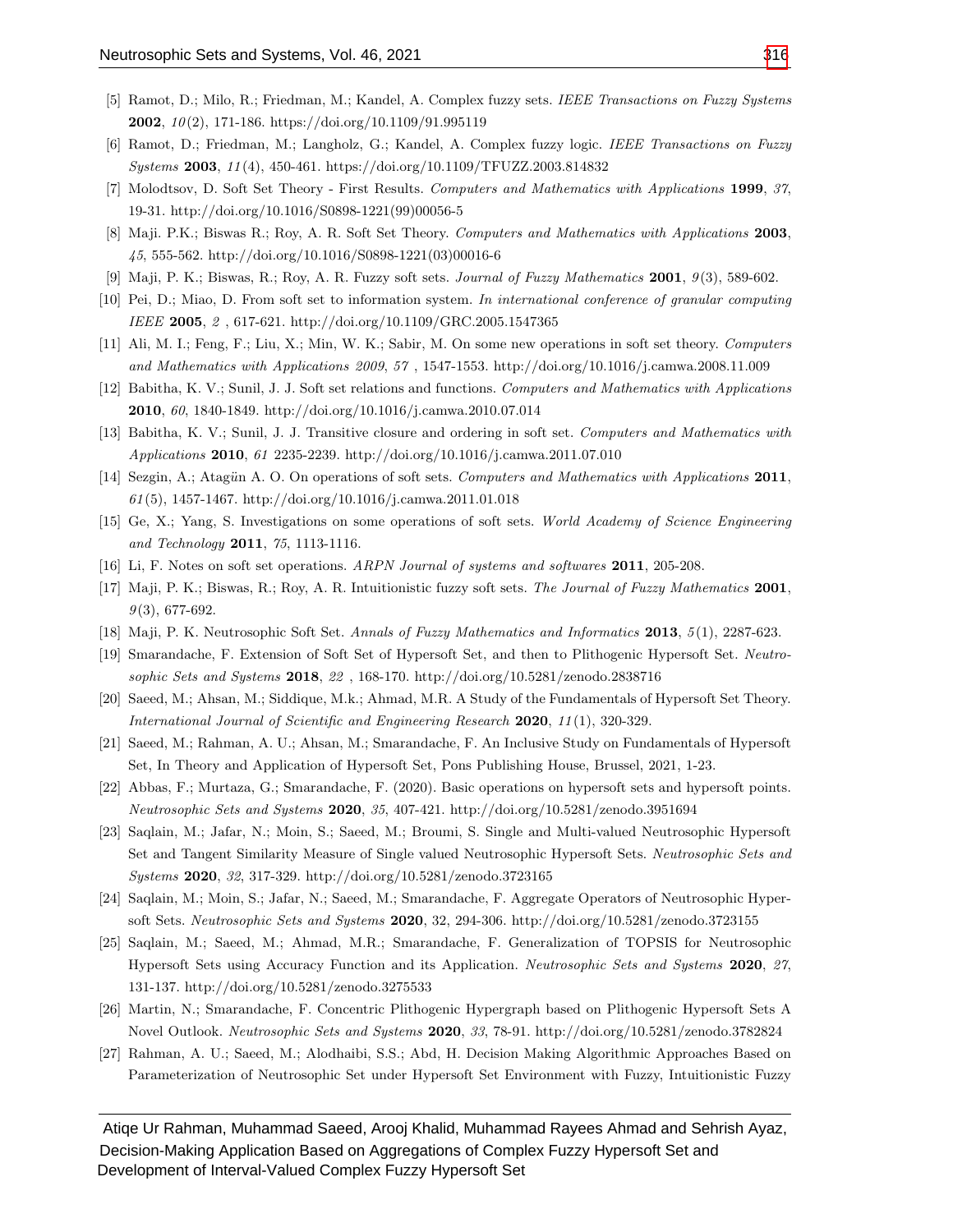[5] Ramot, D.; Milo, R.; Friedman, M.; Kandel, A. Complex fuzzy sets. *IEEE Transactions on Fuzzy Systems* **2002**, *10*(2), 171-186. https://doi.org/10.1109/91.995119

[6] Ramot, D.; Friedman, M.; Langholz, G.; Kandel, A. Complex fuzzy logic. *IEEE Transactions on Fuzzy Systems* **2003**, *11*(4), 450-461. https://doi.org/10.1109/TFUZZ.2003.814832

[7] Molodtsov, D. Soft Set Theory - First Results. *Computers and Mathematics with Applications* **1999**, *37*, 19-31. http://doi.org/10.1016/S0898-1221(99)00056-5

[8] Maji. P.K.; Biswas R.; Roy, A. R. Soft Set Theory. *Computers and Mathematics with Applications* **2003**, *45*, 555-562. http://doi.org/10.1016/S0898-1221(03)00016-6

[9] Maji, P. K.; Biswas, R.; Roy, A. R. Fuzzy soft sets. *Journal of Fuzzy Mathematics* **2001**, *9*(3), 589-602.

[10] Pei, D.; Miao, D. From soft set to information system. *In international conference of granular computing IEEE* **2005**, *2* , 617-621. http://doi.org/10.1109/GRC.2005.1547365

[11] Ali, M. I.; Feng, F.; Liu, X.; Min, W. K.; Sabir, M. On some new operations in soft set theory. *Computers and Mathematics with Applications 2009*, *57* , 1547-1553. http://doi.org/10.1016/j.camwa.2008.11.009

[12] Babitha, K. V.; Sunil, J. J. Soft set relations and functions. *Computers and Mathematics with Applications* **2010**, *60*, 1840-1849. http://doi.org/10.1016/j.camwa.2010.07.014

[13] Babitha, K. V.; Sunil, J. J. Transitive closure and ordering in soft set. *Computers and Mathematics with Applications* **2010**, *61* 2235-2239. http://doi.org/10.1016/j.camwa.2011.07.010

[14] Sezgin, A.; Atagün A. O. On operations of soft sets. *Computers and Mathematics with Applications* **2011**, *61*(5), 1457-1467. http://doi.org/10.1016/j.camwa.2011.01.018

[15] Ge, X.; Yang, S. Investigations on some operations of soft sets. *World Academy of Science Engineering and Technology* **2011**, *75*, 1113-1116.

[16] Li, F. Notes on soft set operations. *ARPN Journal of systems and softwares* **2011**, 205-208.

[17] Maji, P. K.; Biswas, R.; Roy, A. R. Intuitionistic fuzzy soft sets. *The Journal of Fuzzy Mathematics* **2001**, *9*(3), 677-692.

[18] Maji, P. K. Neutrosophic Soft Set. *Annals of Fuzzy Mathematics and Informatics* **2013**, *5*(1), 2287-623.

[19] Smarandache, F. Extension of Soft Set of Hypersoft Set, and then to Plithogenic Hypersoft Set. *Neutrosophic Sets and Systems* **2018**, *22* , 168-170. http://doi.org/10.5281/zenodo.2838716

[20] Saeed, M.; Ahsan, M.; Siddique, M.k.; Ahmad, M.R. A Study of the Fundamentals of Hypersoft Set Theory. *International Journal of Scientific and Engineering Research* **2020**, *11*(1), 320-329.

[21] Saeed, M.; Rahman, A. U.; Ahsan, M.; Smarandache, F. An Inclusive Study on Fundamentals of Hypersoft Set, In Theory and Application of Hypersoft Set, Pons Publishing House, Brussel, 2021, 1-23.

[22] Abbas, F.; Murtaza, G.; Smarandache, F. (2020). Basic operations on hypersoft sets and hypersoft points. *Neutrosophic Sets and Systems* **2020**, *35*, 407-421. http://doi.org/10.5281/zenodo.3951694

[23] Saqlain, M.; Jafar, N.; Moin, S.; Saeed, M.; Broumi, S. Single and Multi-valued Neutrosophic Hypersoft Set and Tangent Similarity Measure of Single valued Neutrosophic Hypersoft Sets. *Neutrosophic Sets and Systems* **2020**, *32*, 317-329. http://doi.org/10.5281/zenodo.3723165

[24] Saqlain, M.; Moin, S.; Jafar, N.; Saeed, M.; Smarandache, F. Aggregate Operators of Neutrosophic Hypersoft Sets. *Neutrosophic Sets and Systems* **2020**, 32, 294-306. http://doi.org/10.5281/zenodo.3723155

[25] Saqlain, M.; Saeed, M.; Ahmad, M.R.; Smarandache, F. Generalization of TOPSIS for Neutrosophic Hypersoft Sets using Accuracy Function and its Application. *Neutrosophic Sets and Systems* **2020**, *27*, 131-137. http://doi.org/10.5281/zenodo.3275533

[26] Martin, N.; Smarandache, F. Concentric Plithogenic Hypergraph based on Plithogenic Hypersoft Sets A Novel Outlook. *Neutrosophic Sets and Systems* **2020**, *33*, 78-91. http://doi.org/10.5281/zenodo.3782824

[27] Rahman, A. U.; Saeed, M.; Alodhaibi, S.S.; Abd, H. Decision Making Algorithmic Approaches Based on Parameterization of Neutrosophic Set under Hypersoft Set Environment with Fuzzy, Intuitionistic Fuzzy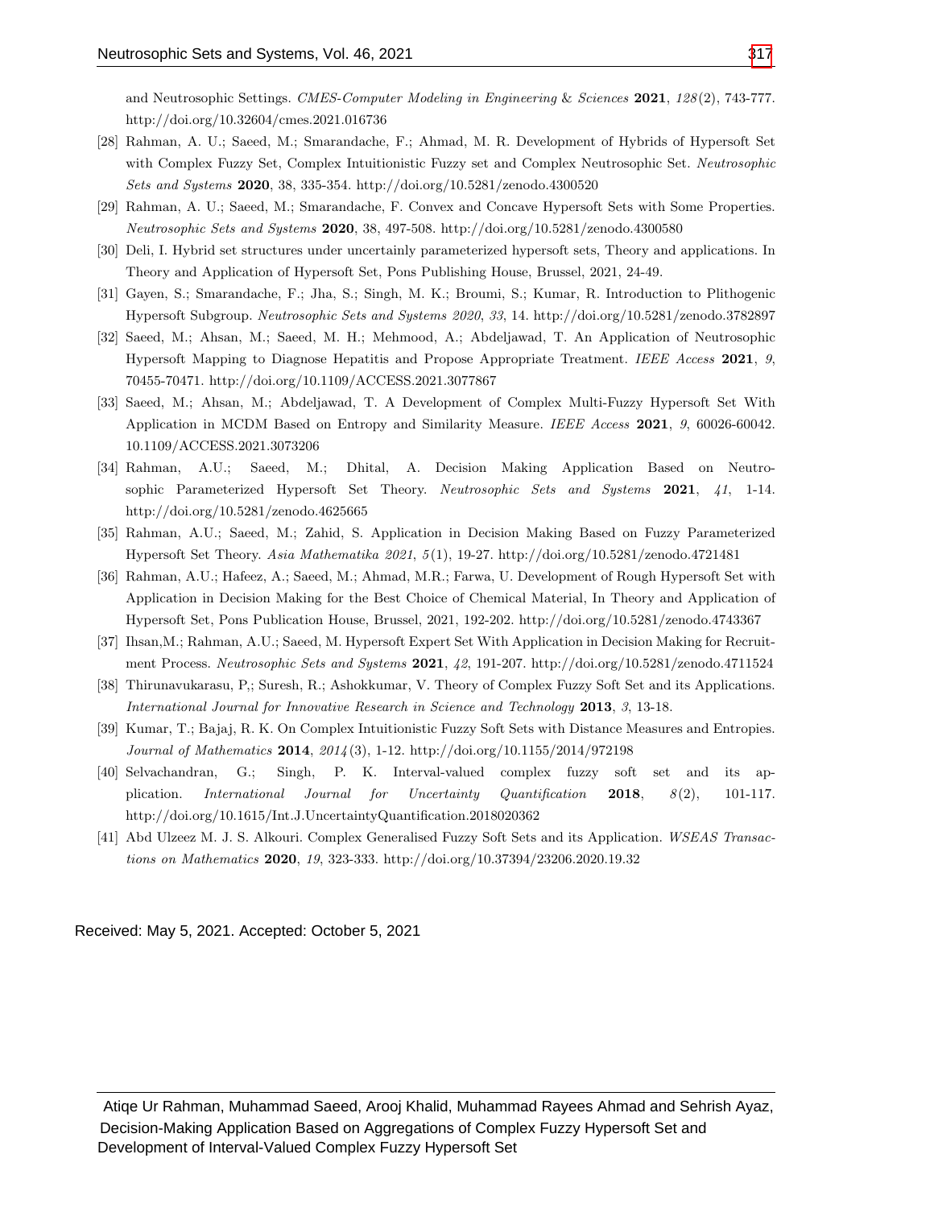and Neutrosophic Settings. *CMES-Computer Modeling in Engineering & Sciences* **2021**, *128*(2), 743-777. http://doi.org/10.32604/cmes.2021.016736

[28] Rahman, A. U.; Saeed, M.; Smarandache, F.; Ahmad, M. R. Development of Hybrids of Hypersoft Set with Complex Fuzzy Set, Complex Intuitionistic Fuzzy set and Complex Neutrosophic Set. *Neutrosophic Sets and Systems* **2020**, 38, 335-354. http://doi.org/10.5281/zenodo.4300520

[29] Rahman, A. U.; Saeed, M.; Smarandache, F. Convex and Concave Hypersoft Sets with Some Properties. *Neutrosophic Sets and Systems* **2020**, 38, 497-508. http://doi.org/10.5281/zenodo.4300580

[30] Deli, I. Hybrid set structures under uncertainly parameterized hypersoft sets, Theory and applications. In Theory and Application of Hypersoft Set, Pons Publishing House, Brussel, 2021, 24-49.

[31] Gayen, S.; Smarandache, F.; Jha, S.; Singh, M. K.; Broumi, S.; Kumar, R. Introduction to Plithogenic Hypersoft Subgroup. *Neutrosophic Sets and Systems 2020*, *33*, 14. http://doi.org/10.5281/zenodo.3782897

[32] Saeed, M.; Ahsan, M.; Saeed, M. H.; Mehmood, A.; Abdeljawad, T. An Application of Neutrosophic Hypersoft Mapping to Diagnose Hepatitis and Propose Appropriate Treatment. *IEEE Access* **2021**, *9*, 70455-70471. http://doi.org/10.1109/ACCESS.2021.3077867

[33] Saeed, M.; Ahsan, M.; Abdeljawad, T. A Development of Complex Multi-Fuzzy Hypersoft Set With Application in MCDM Based on Entropy and Similarity Measure. *IEEE Access* **2021**, *9*, 60026-60042. 10.1109/ACCESS.2021.3073206

[34] Rahman, A.U.; Saeed, M.; Dhital, A. Decision Making Application Based on Neutrosophic Parameterized Hypersoft Set Theory. *Neutrosophic Sets and Systems* **2021**, *41*, 1-14. http://doi.org/10.5281/zenodo.4625665

[35] Rahman, A.U.; Saeed, M.; Zahid, S. Application in Decision Making Based on Fuzzy Parameterized Hypersoft Set Theory. *Asia Mathematika 2021*, *5*(1), 19-27. http://doi.org/10.5281/zenodo.4721481

[36] Rahman, A.U.; Hafeez, A.; Saeed, M.; Ahmad, M.R.; Farwa, U. Development of Rough Hypersoft Set with Application in Decision Making for the Best Choice of Chemical Material, In Theory and Application of Hypersoft Set, Pons Publication House, Brussel, 2021, 192-202. http://doi.org/10.5281/zenodo.4743367

[37] Ihsan,M.; Rahman, A.U.; Saeed, M. Hypersoft Expert Set With Application in Decision Making for Recruitment Process. *Neutrosophic Sets and Systems* **2021**, *42*, 191-207. http://doi.org/10.5281/zenodo.4711524

[38] Thirunavukarasu, P,; Suresh, R.; Ashokkumar, V. Theory of Complex Fuzzy Soft Set and its Applications. *International Journal for Innovative Research in Science and Technology* **2013**, *3*, 13-18.

[39] Kumar, T.; Bajaj, R. K. On Complex Intuitionistic Fuzzy Soft Sets with Distance Measures and Entropies. *Journal of Mathematics* **2014**, *2014*(3), 1-12. http://doi.org/10.1155/2014/972198

[40] Selvachandran, G.; Singh, P. K. Interval-valued complex fuzzy soft set and its application. *International Journal for Uncertainty Quantification* **2018**, *8*(2), 101-117. http://doi.org/10.1615/Int.J.UncertaintyQuantification.2018020362

[41] Abd Ulzeez M. J. S. Alkouri. Complex Generalised Fuzzy Soft Sets and its Application. *WSEAS Transactions on Mathematics* **2020**, *19*, 323-333. http://doi.org/10.37394/23206.2020.19.32

Received: May 5, 2021. Accepted: October 5, 2021